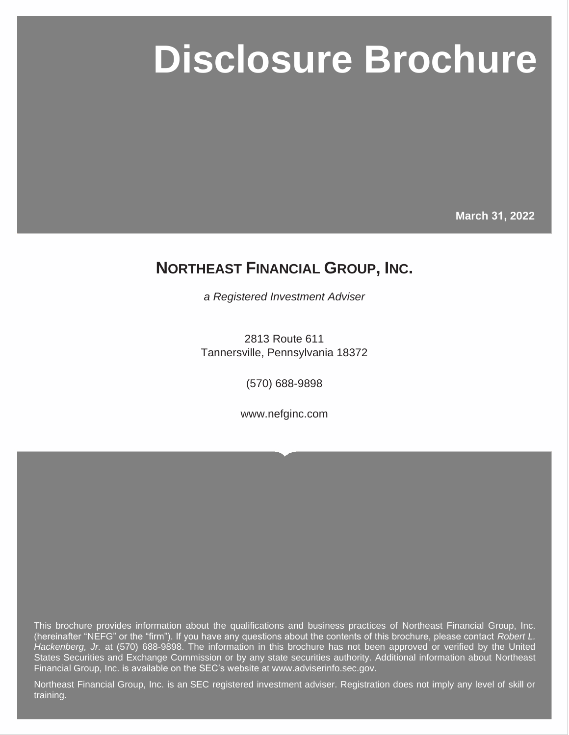# Disclosure Brochure

**March 31, 2022**

## NORTHEAST FINANCIAL GROUP, INC.

*a Registered Investment Adviser*

2813 Route 611
Tannersville, Pennsylvania 18372

(570) 688-9898

www.nefginc.com

This brochure provides information about the qualifications and business practices of Northeast Financial Group, Inc. (hereinafter "NEFG" or the "firm"). If you have any questions about the contents of this brochure, please contact *Robert L. Hackenberg, Jr.* at (570) 688-9898. The information in this brochure has not been approved or verified by the United States Securities and Exchange Commission or by any state securities authority. Additional information about Northeast Financial Group, Inc. is available on the SEC's website at www.adviserinfo.sec.gov.

Northeast Financial Group, Inc. is an SEC registered investment adviser. Registration does not imply any level of skill or training.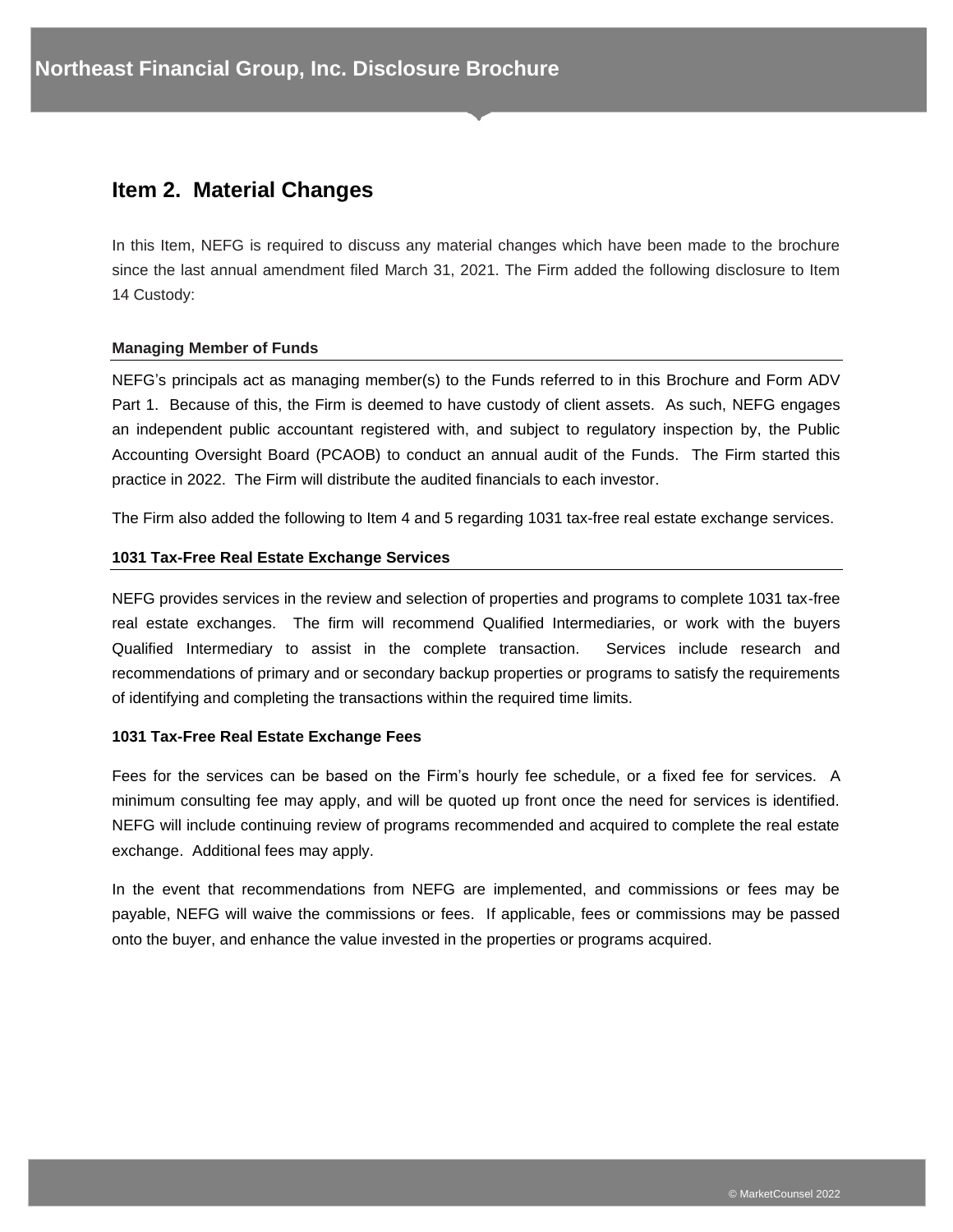## Item 2. Material Changes

In this Item, NEFG is required to discuss any material changes which have been made to the brochure since the last annual amendment filed March 31, 2021. The Firm added the following disclosure to Item 14 Custody:

**Managing Member of Funds**

NEFG's principals act as managing member(s) to the Funds referred to in this Brochure and Form ADV Part 1. Because of this, the Firm is deemed to have custody of client assets. As such, NEFG engages an independent public accountant registered with, and subject to regulatory inspection by, the Public Accounting Oversight Board (PCAOB) to conduct an annual audit of the Funds. The Firm started this practice in 2022. The Firm will distribute the audited financials to each investor.

The Firm also added the following to Item 4 and 5 regarding 1031 tax-free real estate exchange services.

**1031 Tax-Free Real Estate Exchange Services**

NEFG provides services in the review and selection of properties and programs to complete 1031 tax-free real estate exchanges. The firm will recommend Qualified Intermediaries, or work with the buyers Qualified Intermediary to assist in the complete transaction. Services include research and recommendations of primary and or secondary backup properties or programs to satisfy the requirements of identifying and completing the transactions within the required time limits.

**1031 Tax-Free Real Estate Exchange Fees**

Fees for the services can be based on the Firm's hourly fee schedule, or a fixed fee for services. A minimum consulting fee may apply, and will be quoted up front once the need for services is identified. NEFG will include continuing review of programs recommended and acquired to complete the real estate exchange. Additional fees may apply.

In the event that recommendations from NEFG are implemented, and commissions or fees may be payable, NEFG will waive the commissions or fees. If applicable, fees or commissions may be passed onto the buyer, and enhance the value invested in the properties or programs acquired.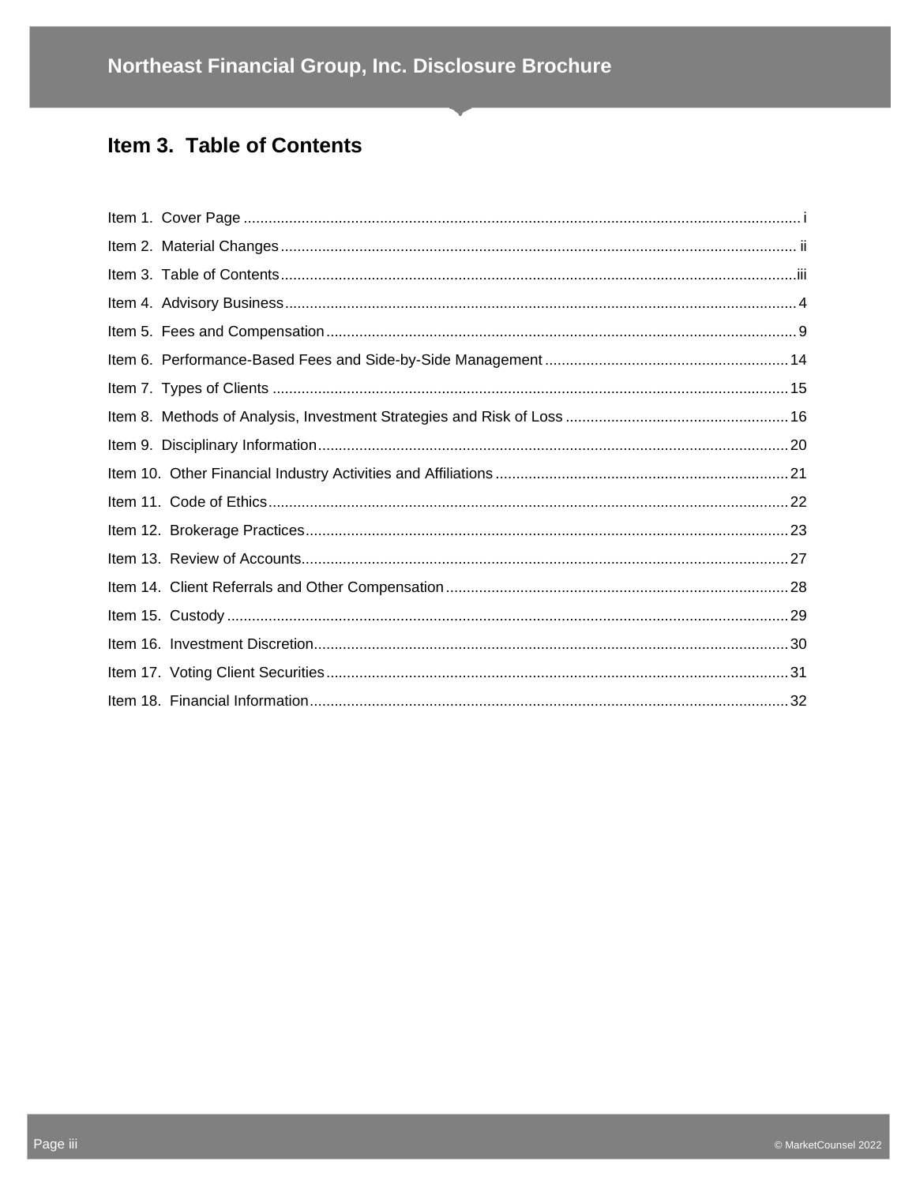## Item 3. Table of Contents

Item 1. Cover Page ........ i
Item 2. Material Changes ........ ii
Item 3. Table of Contents ........ iii
Item 4. Advisory Business ........ 4
Item 5. Fees and Compensation ........ 9
Item 6. Performance-Based Fees and Side-by-Side Management ........ 14
Item 7. Types of Clients ........ 15
Item 8. Methods of Analysis, Investment Strategies and Risk of Loss ........ 16
Item 9. Disciplinary Information ........ 20
Item 10. Other Financial Industry Activities and Affiliations ........ 21
Item 11. Code of Ethics ........ 22
Item 12. Brokerage Practices ........ 23
Item 13. Review of Accounts ........ 27
Item 14. Client Referrals and Other Compensation ........ 28
Item 15. Custody ........ 29
Item 16. Investment Discretion ........ 30
Item 17. Voting Client Securities ........ 31
Item 18. Financial Information ........ 32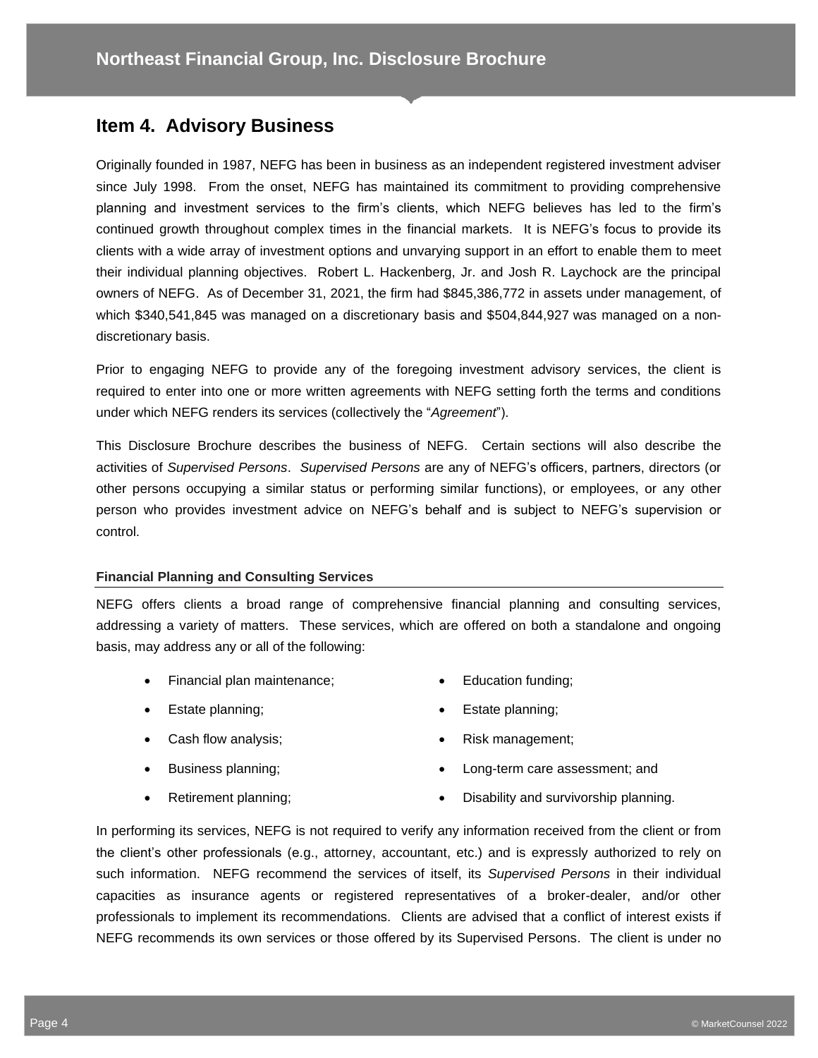## Item 4. Advisory Business

Originally founded in 1987, NEFG has been in business as an independent registered investment adviser since July 1998. From the onset, NEFG has maintained its commitment to providing comprehensive planning and investment services to the firm's clients, which NEFG believes has led to the firm's continued growth throughout complex times in the financial markets. It is NEFG's focus to provide its clients with a wide array of investment options and unvarying support in an effort to enable them to meet their individual planning objectives. Robert L. Hackenberg, Jr. and Josh R. Laychock are the principal owners of NEFG. As of December 31, 2021, the firm had $845,386,772 in assets under management, of which $340,541,845 was managed on a discretionary basis and $504,844,927 was managed on a non-discretionary basis.

Prior to engaging NEFG to provide any of the foregoing investment advisory services, the client is required to enter into one or more written agreements with NEFG setting forth the terms and conditions under which NEFG renders its services (collectively the "*Agreement*").

This Disclosure Brochure describes the business of NEFG. Certain sections will also describe the activities of *Supervised Persons*. *Supervised Persons* are any of NEFG's officers, partners, directors (or other persons occupying a similar status or performing similar functions), or employees, or any other person who provides investment advice on NEFG's behalf and is subject to NEFG's supervision or control.

#### Financial Planning and Consulting Services

NEFG offers clients a broad range of comprehensive financial planning and consulting services, addressing a variety of matters. These services, which are offered on both a standalone and ongoing basis, may address any or all of the following:

- Financial plan maintenance;
- Estate planning;
- Cash flow analysis;
- Business planning;
- Retirement planning;
- Education funding;
- Estate planning;
- Risk management;
- Long-term care assessment; and
- Disability and survivorship planning.

In performing its services, NEFG is not required to verify any information received from the client or from the client's other professionals (e.g., attorney, accountant, etc.) and is expressly authorized to rely on such information. NEFG recommend the services of itself, its *Supervised Persons* in their individual capacities as insurance agents or registered representatives of a broker-dealer, and/or other professionals to implement its recommendations. Clients are advised that a conflict of interest exists if NEFG recommends its own services or those offered by its Supervised Persons. The client is under no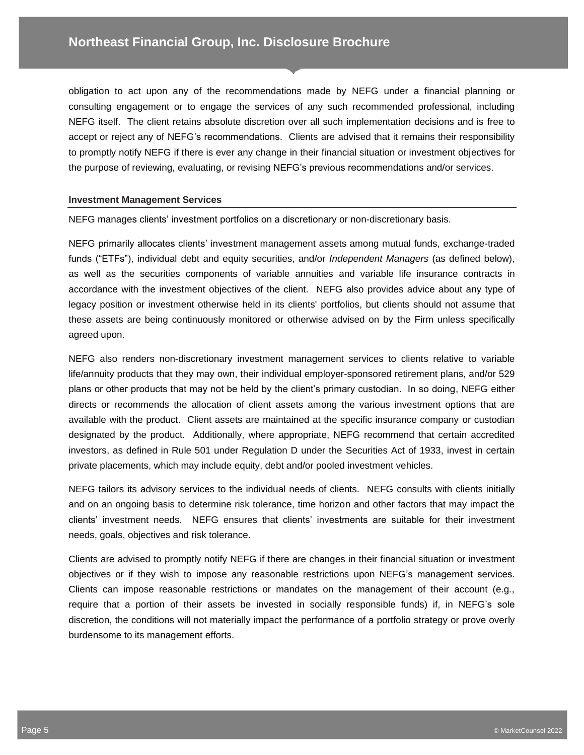obligation to act upon any of the recommendations made by NEFG under a financial planning or consulting engagement or to engage the services of any such recommended professional, including NEFG itself. The client retains absolute discretion over all such implementation decisions and is free to accept or reject any of NEFG's recommendations. Clients are advised that it remains their responsibility to promptly notify NEFG if there is ever any change in their financial situation or investment objectives for the purpose of reviewing, evaluating, or revising NEFG's previous recommendations and/or services.

**Investment Management Services**

NEFG manages clients' investment portfolios on a discretionary or non-discretionary basis.

NEFG primarily allocates clients' investment management assets among mutual funds, exchange-traded funds ("ETFs"), individual debt and equity securities, and/or *Independent Managers* (as defined below), as well as the securities components of variable annuities and variable life insurance contracts in accordance with the investment objectives of the client. NEFG also provides advice about any type of legacy position or investment otherwise held in its clients' portfolios, but clients should not assume that these assets are being continuously monitored or otherwise advised on by the Firm unless specifically agreed upon.

NEFG also renders non-discretionary investment management services to clients relative to variable life/annuity products that they may own, their individual employer-sponsored retirement plans, and/or 529 plans or other products that may not be held by the client's primary custodian. In so doing, NEFG either directs or recommends the allocation of client assets among the various investment options that are available with the product. Client assets are maintained at the specific insurance company or custodian designated by the product. Additionally, where appropriate, NEFG recommend that certain accredited investors, as defined in Rule 501 under Regulation D under the Securities Act of 1933, invest in certain private placements, which may include equity, debt and/or pooled investment vehicles.

NEFG tailors its advisory services to the individual needs of clients. NEFG consults with clients initially and on an ongoing basis to determine risk tolerance, time horizon and other factors that may impact the clients' investment needs. NEFG ensures that clients' investments are suitable for their investment needs, goals, objectives and risk tolerance.

Clients are advised to promptly notify NEFG if there are changes in their financial situation or investment objectives or if they wish to impose any reasonable restrictions upon NEFG's management services. Clients can impose reasonable restrictions or mandates on the management of their account (e.g., require that a portion of their assets be invested in socially responsible funds) if, in NEFG's sole discretion, the conditions will not materially impact the performance of a portfolio strategy or prove overly burdensome to its management efforts.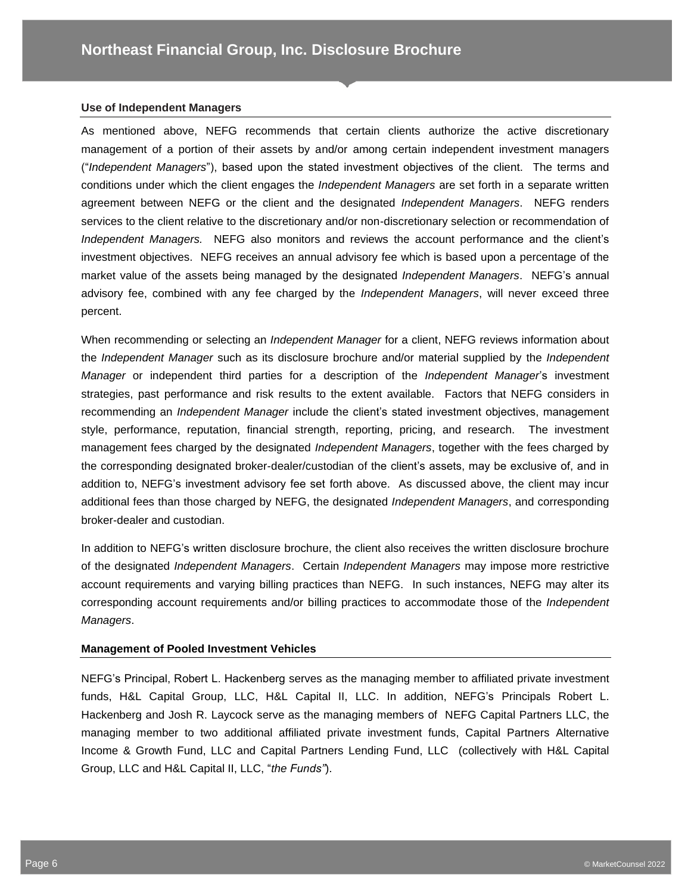### Use of Independent Managers

As mentioned above, NEFG recommends that certain clients authorize the active discretionary management of a portion of their assets by and/or among certain independent investment managers ("*Independent Managers*"), based upon the stated investment objectives of the client. The terms and conditions under which the client engages the *Independent Managers* are set forth in a separate written agreement between NEFG or the client and the designated *Independent Managers*. NEFG renders services to the client relative to the discretionary and/or non-discretionary selection or recommendation of *Independent Managers.* NEFG also monitors and reviews the account performance and the client's investment objectives. NEFG receives an annual advisory fee which is based upon a percentage of the market value of the assets being managed by the designated *Independent Managers*. NEFG's annual advisory fee, combined with any fee charged by the *Independent Managers*, will never exceed three percent.

When recommending or selecting an *Independent Manager* for a client, NEFG reviews information about the *Independent Manager* such as its disclosure brochure and/or material supplied by the *Independent Manager* or independent third parties for a description of the *Independent Manager*'s investment strategies, past performance and risk results to the extent available. Factors that NEFG considers in recommending an *Independent Manager* include the client's stated investment objectives, management style, performance, reputation, financial strength, reporting, pricing, and research. The investment management fees charged by the designated *Independent Managers*, together with the fees charged by the corresponding designated broker-dealer/custodian of the client's assets, may be exclusive of, and in addition to, NEFG's investment advisory fee set forth above. As discussed above, the client may incur additional fees than those charged by NEFG, the designated *Independent Managers*, and corresponding broker-dealer and custodian.

In addition to NEFG's written disclosure brochure, the client also receives the written disclosure brochure of the designated *Independent Managers*. Certain *Independent Managers* may impose more restrictive account requirements and varying billing practices than NEFG. In such instances, NEFG may alter its corresponding account requirements and/or billing practices to accommodate those of the *Independent Managers*.

### Management of Pooled Investment Vehicles

NEFG's Principal, Robert L. Hackenberg serves as the managing member to affiliated private investment funds, H&L Capital Group, LLC, H&L Capital II, LLC. In addition, NEFG's Principals Robert L. Hackenberg and Josh R. Laycock serve as the managing members of NEFG Capital Partners LLC, the managing member to two additional affiliated private investment funds, Capital Partners Alternative Income & Growth Fund, LLC and Capital Partners Lending Fund, LLC (collectively with H&L Capital Group, LLC and H&L Capital II, LLC, "*the Funds"*).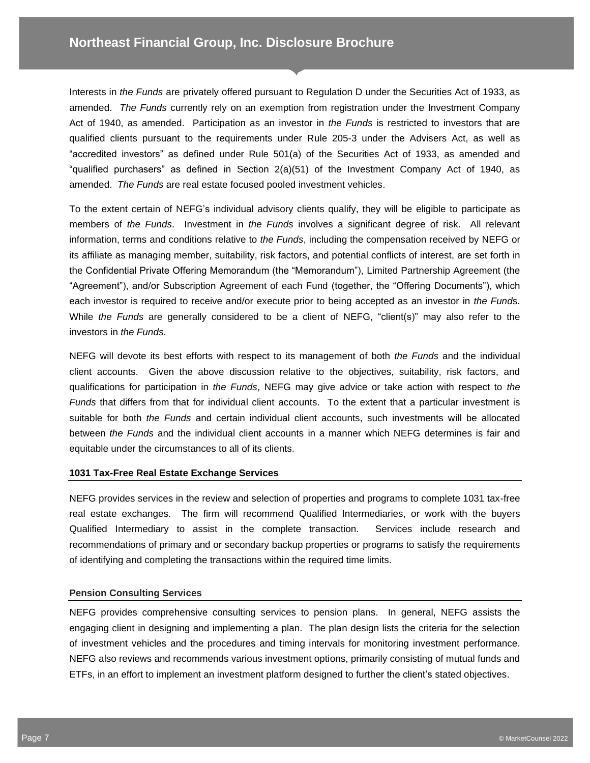Interests in *the Funds* are privately offered pursuant to Regulation D under the Securities Act of 1933, as amended. *The Funds* currently rely on an exemption from registration under the Investment Company Act of 1940, as amended. Participation as an investor in *the Funds* is restricted to investors that are qualified clients pursuant to the requirements under Rule 205-3 under the Advisers Act, as well as "accredited investors" as defined under Rule 501(a) of the Securities Act of 1933, as amended and "qualified purchasers" as defined in Section 2(a)(51) of the Investment Company Act of 1940, as amended. *The Funds* are real estate focused pooled investment vehicles.

To the extent certain of NEFG's individual advisory clients qualify, they will be eligible to participate as members of *the Funds*. Investment in *the Funds* involves a significant degree of risk. All relevant information, terms and conditions relative to *the Funds*, including the compensation received by NEFG or its affiliate as managing member, suitability, risk factors, and potential conflicts of interest, are set forth in the Confidential Private Offering Memorandum (the "Memorandum"), Limited Partnership Agreement (the "Agreement"), and/or Subscription Agreement of each Fund (together, the "Offering Documents"), which each investor is required to receive and/or execute prior to being accepted as an investor in *the Funds*. While *the Funds* are generally considered to be a client of NEFG, "client(s)" may also refer to the investors in *the Funds*.

NEFG will devote its best efforts with respect to its management of both *the Funds* and the individual client accounts. Given the above discussion relative to the objectives, suitability, risk factors, and qualifications for participation in *the Funds*, NEFG may give advice or take action with respect to *the Funds* that differs from that for individual client accounts. To the extent that a particular investment is suitable for both *the Funds* and certain individual client accounts, such investments will be allocated between *the Funds* and the individual client accounts in a manner which NEFG determines is fair and equitable under the circumstances to all of its clients.

### 1031 Tax-Free Real Estate Exchange Services

NEFG provides services in the review and selection of properties and programs to complete 1031 tax-free real estate exchanges. The firm will recommend Qualified Intermediaries, or work with the buyers Qualified Intermediary to assist in the complete transaction. Services include research and recommendations of primary and or secondary backup properties or programs to satisfy the requirements of identifying and completing the transactions within the required time limits.

### Pension Consulting Services

NEFG provides comprehensive consulting services to pension plans. In general, NEFG assists the engaging client in designing and implementing a plan. The plan design lists the criteria for the selection of investment vehicles and the procedures and timing intervals for monitoring investment performance. NEFG also reviews and recommends various investment options, primarily consisting of mutual funds and ETFs, in an effort to implement an investment platform designed to further the client's stated objectives.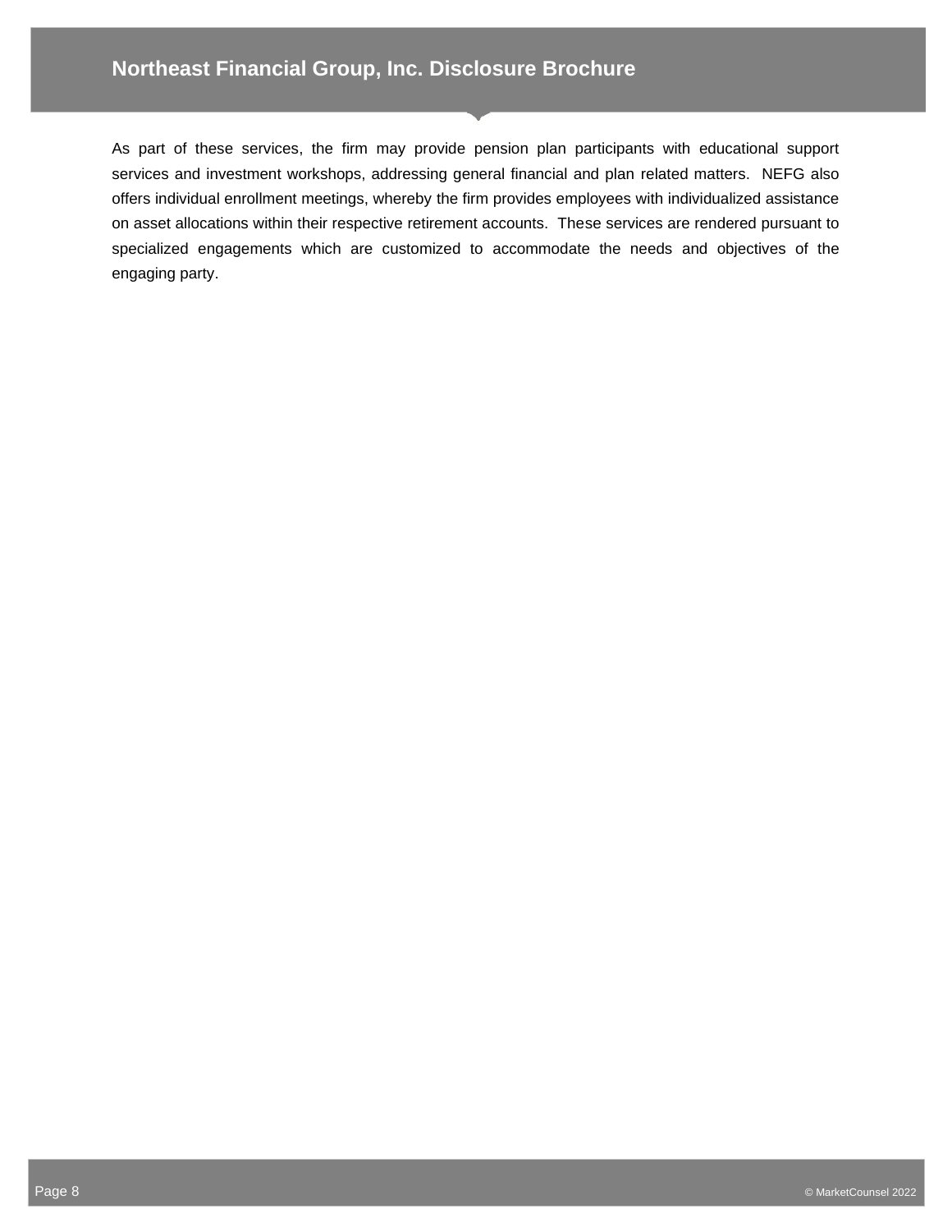As part of these services, the firm may provide pension plan participants with educational support services and investment workshops, addressing general financial and plan related matters. NEFG also offers individual enrollment meetings, whereby the firm provides employees with individualized assistance on asset allocations within their respective retirement accounts. These services are rendered pursuant to specialized engagements which are customized to accommodate the needs and objectives of the engaging party.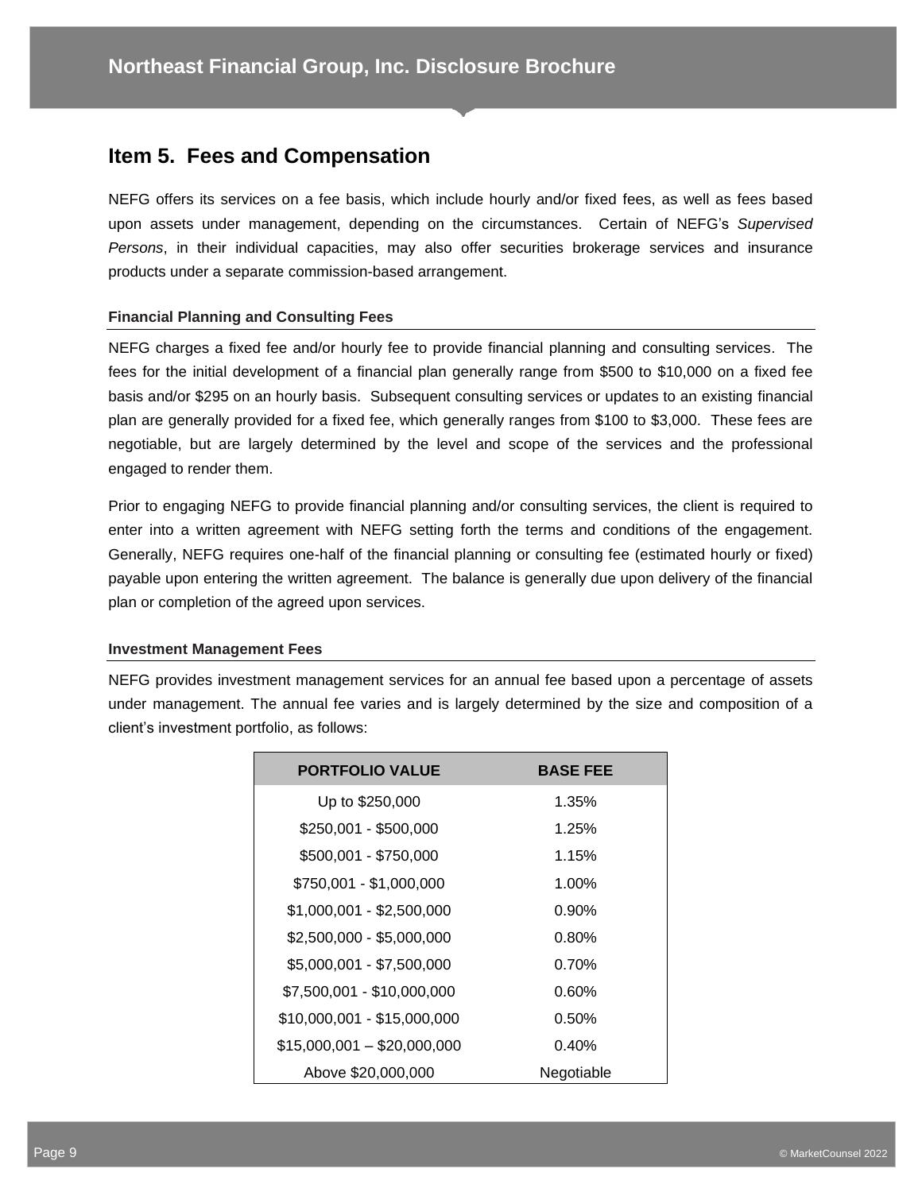## Item 5. Fees and Compensation

NEFG offers its services on a fee basis, which include hourly and/or fixed fees, as well as fees based upon assets under management, depending on the circumstances. Certain of NEFG's *Supervised Persons*, in their individual capacities, may also offer securities brokerage services and insurance products under a separate commission-based arrangement.

### Financial Planning and Consulting Fees

NEFG charges a fixed fee and/or hourly fee to provide financial planning and consulting services. The fees for the initial development of a financial plan generally range from $500 to $10,000 on a fixed fee basis and/or $295 on an hourly basis. Subsequent consulting services or updates to an existing financial plan are generally provided for a fixed fee, which generally ranges from $100 to $3,000. These fees are negotiable, but are largely determined by the level and scope of the services and the professional engaged to render them.

Prior to engaging NEFG to provide financial planning and/or consulting services, the client is required to enter into a written agreement with NEFG setting forth the terms and conditions of the engagement. Generally, NEFG requires one-half of the financial planning or consulting fee (estimated hourly or fixed) payable upon entering the written agreement. The balance is generally due upon delivery of the financial plan or completion of the agreed upon services.

### Investment Management Fees

NEFG provides investment management services for an annual fee based upon a percentage of assets under management. The annual fee varies and is largely determined by the size and composition of a client's investment portfolio, as follows:

| PORTFOLIO VALUE | BASE FEE |
|---|---|
| Up to $250,000 | 1.35% |
| $250,001 - $500,000 | 1.25% |
| $500,001 - $750,000 | 1.15% |
| $750,001 - $1,000,000 | 1.00% |
| $1,000,001 - $2,500,000 | 0.90% |
| $2,500,000 - $5,000,000 | 0.80% |
| $5,000,001 - $7,500,000 | 0.70% |
| $7,500,001 - $10,000,000 | 0.60% |
| $10,000,001 - $15,000,000 | 0.50% |
| $15,000,001 – $20,000,000 | 0.40% |
| Above $20,000,000 | Negotiable |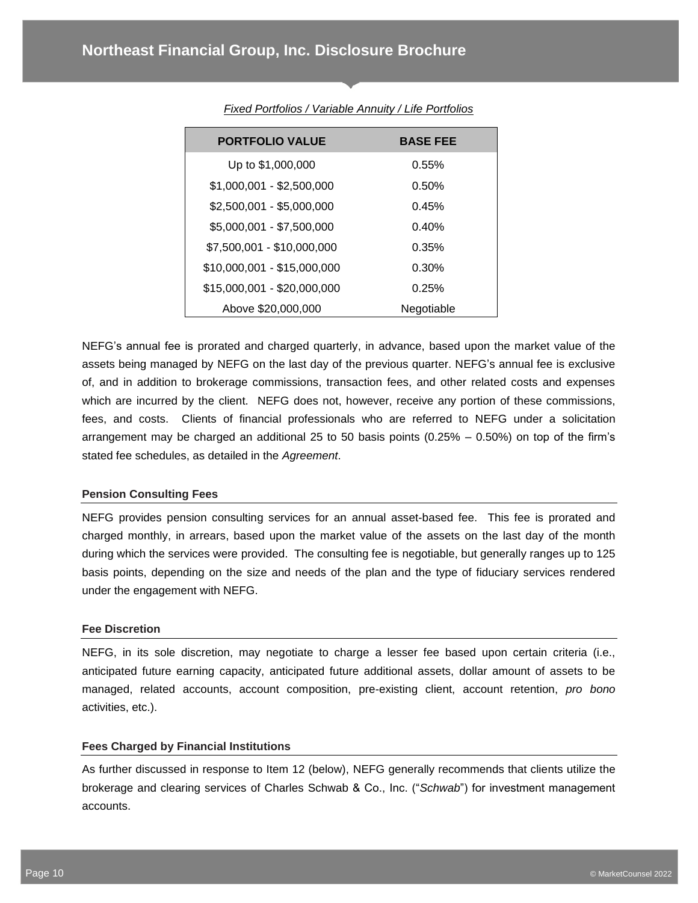*Fixed Portfolios / Variable Annuity / Life Portfolios*

| PORTFOLIO VALUE | BASE FEE |
|---|---|
| Up to $1,000,000 | 0.55% |
| $1,000,001 - $2,500,000 | 0.50% |
| $2,500,001 - $5,000,000 | 0.45% |
| $5,000,001 - $7,500,000 | 0.40% |
| $7,500,001 - $10,000,000 | 0.35% |
| $10,000,001 - $15,000,000 | 0.30% |
| $15,000,001 - $20,000,000 | 0.25% |
| Above $20,000,000 | Negotiable |

NEFG's annual fee is prorated and charged quarterly, in advance, based upon the market value of the assets being managed by NEFG on the last day of the previous quarter. NEFG's annual fee is exclusive of, and in addition to brokerage commissions, transaction fees, and other related costs and expenses which are incurred by the client. NEFG does not, however, receive any portion of these commissions, fees, and costs. Clients of financial professionals who are referred to NEFG under a solicitation arrangement may be charged an additional 25 to 50 basis points (0.25% – 0.50%) on top of the firm's stated fee schedules, as detailed in the *Agreement*.

### Pension Consulting Fees

NEFG provides pension consulting services for an annual asset-based fee. This fee is prorated and charged monthly, in arrears, based upon the market value of the assets on the last day of the month during which the services were provided. The consulting fee is negotiable, but generally ranges up to 125 basis points, depending on the size and needs of the plan and the type of fiduciary services rendered under the engagement with NEFG.

### Fee Discretion

NEFG, in its sole discretion, may negotiate to charge a lesser fee based upon certain criteria (i.e., anticipated future earning capacity, anticipated future additional assets, dollar amount of assets to be managed, related accounts, account composition, pre-existing client, account retention, *pro bono* activities, etc.).

### Fees Charged by Financial Institutions

As further discussed in response to Item 12 (below), NEFG generally recommends that clients utilize the brokerage and clearing services of Charles Schwab & Co., Inc. ("*Schwab*") for investment management accounts.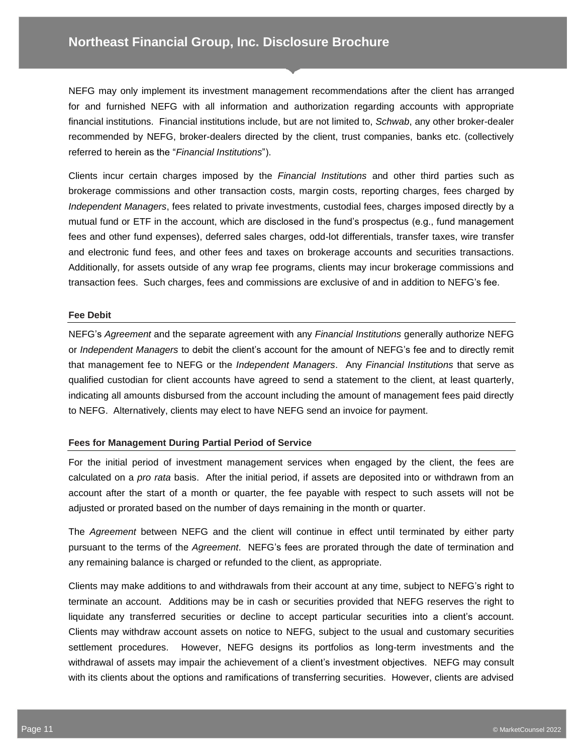NEFG may only implement its investment management recommendations after the client has arranged for and furnished NEFG with all information and authorization regarding accounts with appropriate financial institutions. Financial institutions include, but are not limited to, *Schwab*, any other broker-dealer recommended by NEFG, broker-dealers directed by the client, trust companies, banks etc. (collectively referred to herein as the "*Financial Institutions*").

Clients incur certain charges imposed by the *Financial Institutions* and other third parties such as brokerage commissions and other transaction costs, margin costs, reporting charges, fees charged by *Independent Managers*, fees related to private investments, custodial fees, charges imposed directly by a mutual fund or ETF in the account, which are disclosed in the fund's prospectus (e.g., fund management fees and other fund expenses), deferred sales charges, odd-lot differentials, transfer taxes, wire transfer and electronic fund fees, and other fees and taxes on brokerage accounts and securities transactions. Additionally, for assets outside of any wrap fee programs, clients may incur brokerage commissions and transaction fees. Such charges, fees and commissions are exclusive of and in addition to NEFG's fee.

#### Fee Debit

NEFG's *Agreement* and the separate agreement with any *Financial Institutions* generally authorize NEFG or *Independent Managers* to debit the client's account for the amount of NEFG's fee and to directly remit that management fee to NEFG or the *Independent Managers*. Any *Financial Institutions* that serve as qualified custodian for client accounts have agreed to send a statement to the client, at least quarterly, indicating all amounts disbursed from the account including the amount of management fees paid directly to NEFG. Alternatively, clients may elect to have NEFG send an invoice for payment.

#### Fees for Management During Partial Period of Service

For the initial period of investment management services when engaged by the client, the fees are calculated on a *pro rata* basis. After the initial period, if assets are deposited into or withdrawn from an account after the start of a month or quarter, the fee payable with respect to such assets will not be adjusted or prorated based on the number of days remaining in the month or quarter.

The *Agreement* between NEFG and the client will continue in effect until terminated by either party pursuant to the terms of the *Agreement*. NEFG's fees are prorated through the date of termination and any remaining balance is charged or refunded to the client, as appropriate.

Clients may make additions to and withdrawals from their account at any time, subject to NEFG's right to terminate an account. Additions may be in cash or securities provided that NEFG reserves the right to liquidate any transferred securities or decline to accept particular securities into a client's account. Clients may withdraw account assets on notice to NEFG, subject to the usual and customary securities settlement procedures. However, NEFG designs its portfolios as long-term investments and the withdrawal of assets may impair the achievement of a client's investment objectives. NEFG may consult with its clients about the options and ramifications of transferring securities. However, clients are advised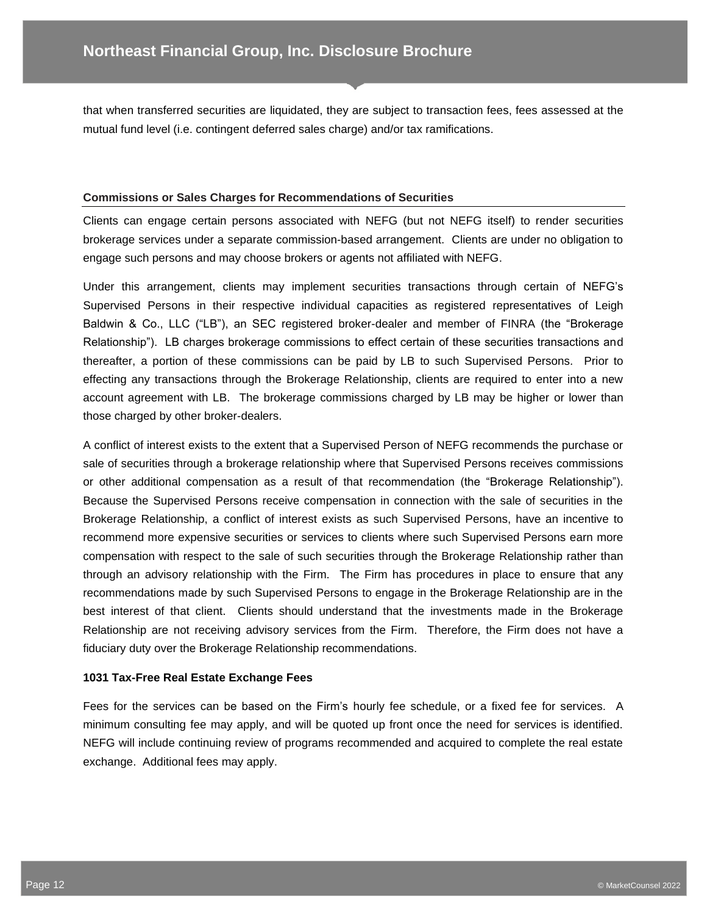that when transferred securities are liquidated, they are subject to transaction fees, fees assessed at the mutual fund level (i.e. contingent deferred sales charge) and/or tax ramifications.

### Commissions or Sales Charges for Recommendations of Securities

Clients can engage certain persons associated with NEFG (but not NEFG itself) to render securities brokerage services under a separate commission-based arrangement. Clients are under no obligation to engage such persons and may choose brokers or agents not affiliated with NEFG.

Under this arrangement, clients may implement securities transactions through certain of NEFG's Supervised Persons in their respective individual capacities as registered representatives of Leigh Baldwin & Co., LLC ("LB"), an SEC registered broker-dealer and member of FINRA (the "Brokerage Relationship"). LB charges brokerage commissions to effect certain of these securities transactions and thereafter, a portion of these commissions can be paid by LB to such Supervised Persons. Prior to effecting any transactions through the Brokerage Relationship, clients are required to enter into a new account agreement with LB. The brokerage commissions charged by LB may be higher or lower than those charged by other broker-dealers.

A conflict of interest exists to the extent that a Supervised Person of NEFG recommends the purchase or sale of securities through a brokerage relationship where that Supervised Persons receives commissions or other additional compensation as a result of that recommendation (the "Brokerage Relationship"). Because the Supervised Persons receive compensation in connection with the sale of securities in the Brokerage Relationship, a conflict of interest exists as such Supervised Persons, have an incentive to recommend more expensive securities or services to clients where such Supervised Persons earn more compensation with respect to the sale of such securities through the Brokerage Relationship rather than through an advisory relationship with the Firm. The Firm has procedures in place to ensure that any recommendations made by such Supervised Persons to engage in the Brokerage Relationship are in the best interest of that client. Clients should understand that the investments made in the Brokerage Relationship are not receiving advisory services from the Firm. Therefore, the Firm does not have a fiduciary duty over the Brokerage Relationship recommendations.

**1031 Tax-Free Real Estate Exchange Fees**

Fees for the services can be based on the Firm's hourly fee schedule, or a fixed fee for services. A minimum consulting fee may apply, and will be quoted up front once the need for services is identified. NEFG will include continuing review of programs recommended and acquired to complete the real estate exchange. Additional fees may apply.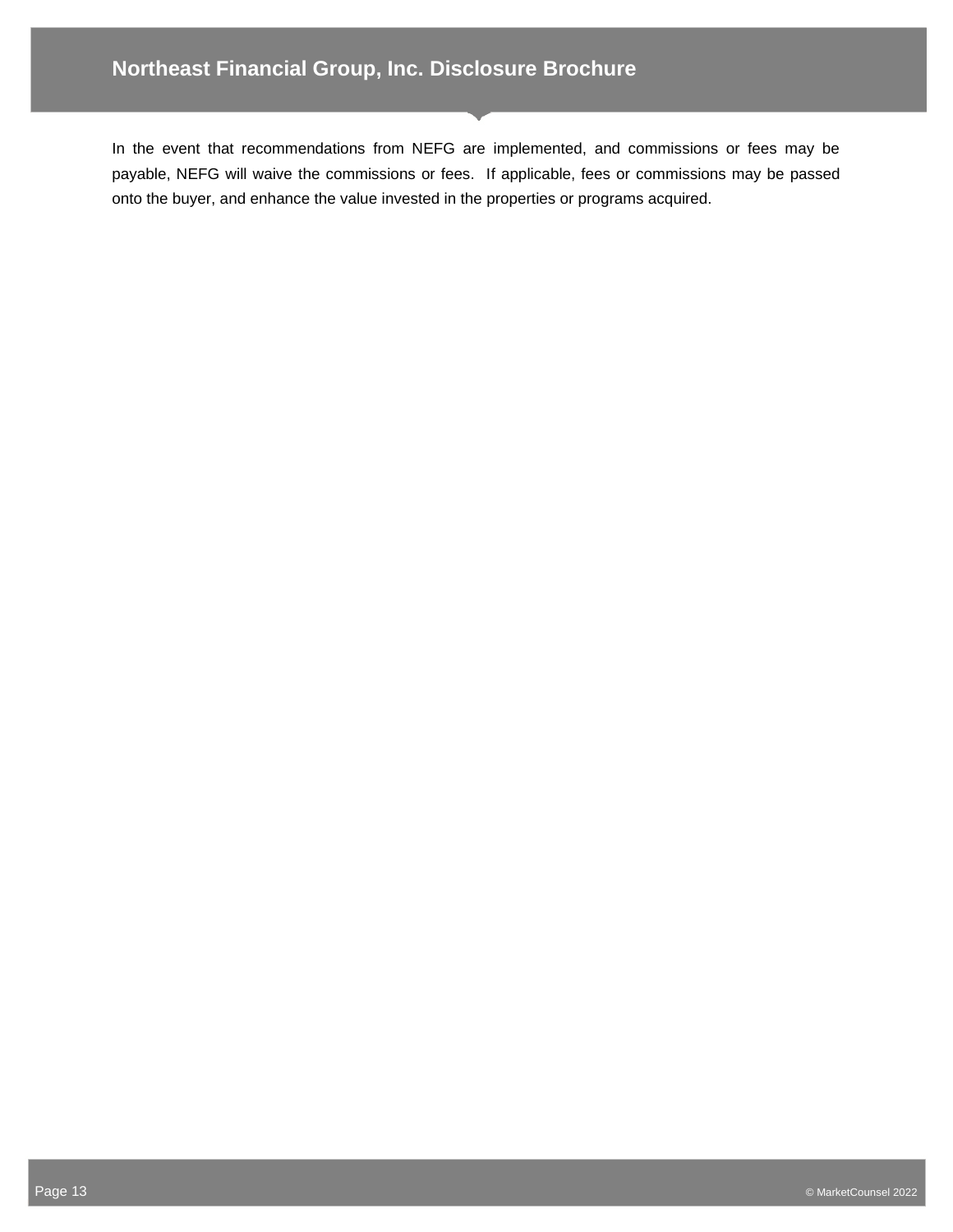In the event that recommendations from NEFG are implemented, and commissions or fees may be payable, NEFG will waive the commissions or fees. If applicable, fees or commissions may be passed onto the buyer, and enhance the value invested in the properties or programs acquired.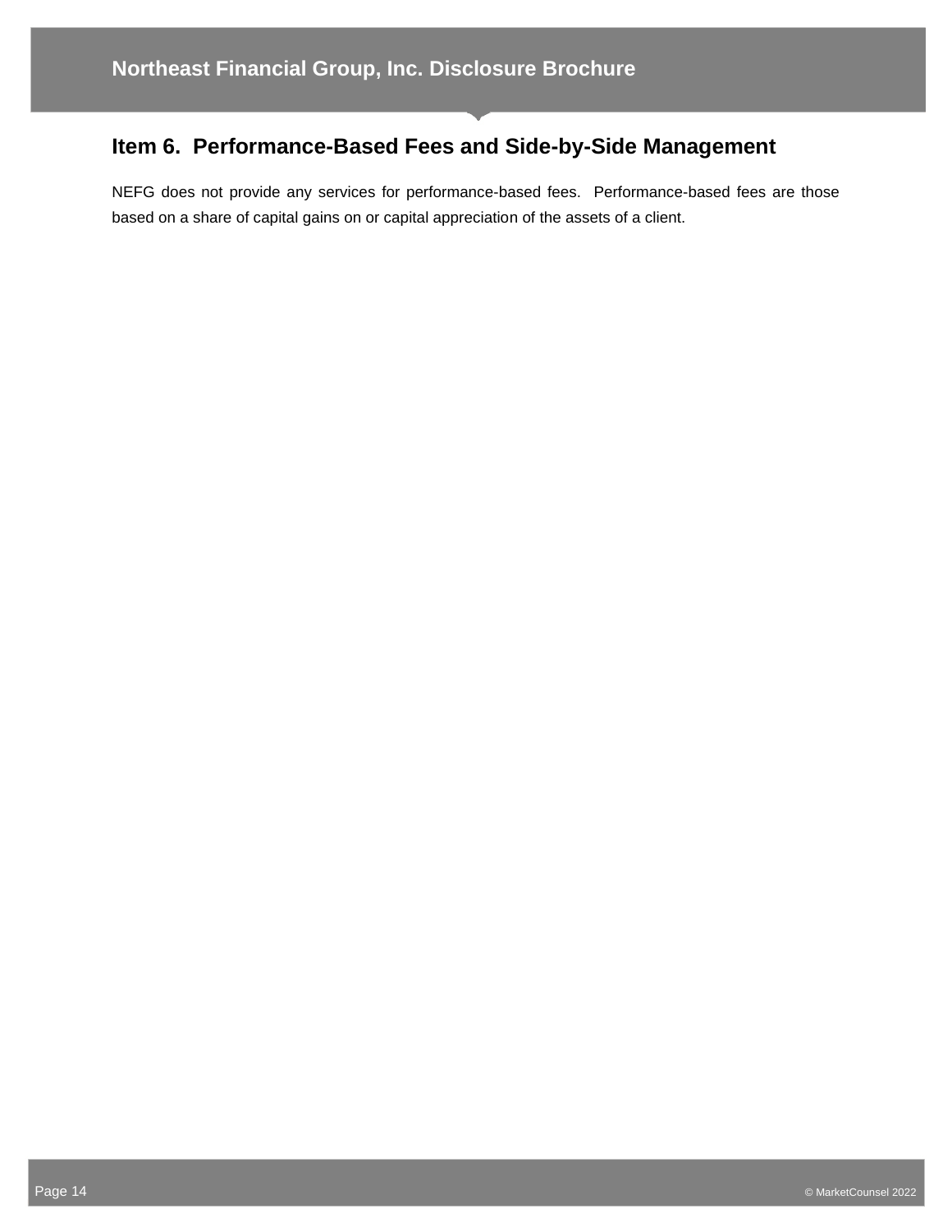## Item 6. Performance-Based Fees and Side-by-Side Management

NEFG does not provide any services for performance-based fees. Performance-based fees are those based on a share of capital gains on or capital appreciation of the assets of a client.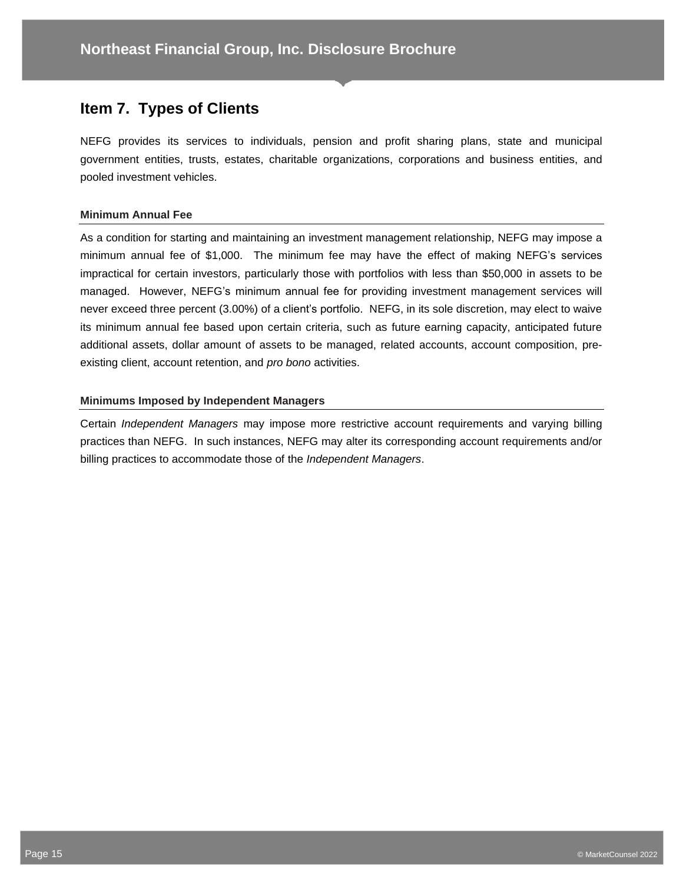## Item 7. Types of Clients

NEFG provides its services to individuals, pension and profit sharing plans, state and municipal government entities, trusts, estates, charitable organizations, corporations and business entities, and pooled investment vehicles.

### Minimum Annual Fee

As a condition for starting and maintaining an investment management relationship, NEFG may impose a minimum annual fee of $1,000. The minimum fee may have the effect of making NEFG's services impractical for certain investors, particularly those with portfolios with less than $50,000 in assets to be managed. However, NEFG's minimum annual fee for providing investment management services will never exceed three percent (3.00%) of a client's portfolio. NEFG, in its sole discretion, may elect to waive its minimum annual fee based upon certain criteria, such as future earning capacity, anticipated future additional assets, dollar amount of assets to be managed, related accounts, account composition, pre-existing client, account retention, and *pro bono* activities.

### Minimums Imposed by Independent Managers

Certain *Independent Managers* may impose more restrictive account requirements and varying billing practices than NEFG. In such instances, NEFG may alter its corresponding account requirements and/or billing practices to accommodate those of the *Independent Managers*.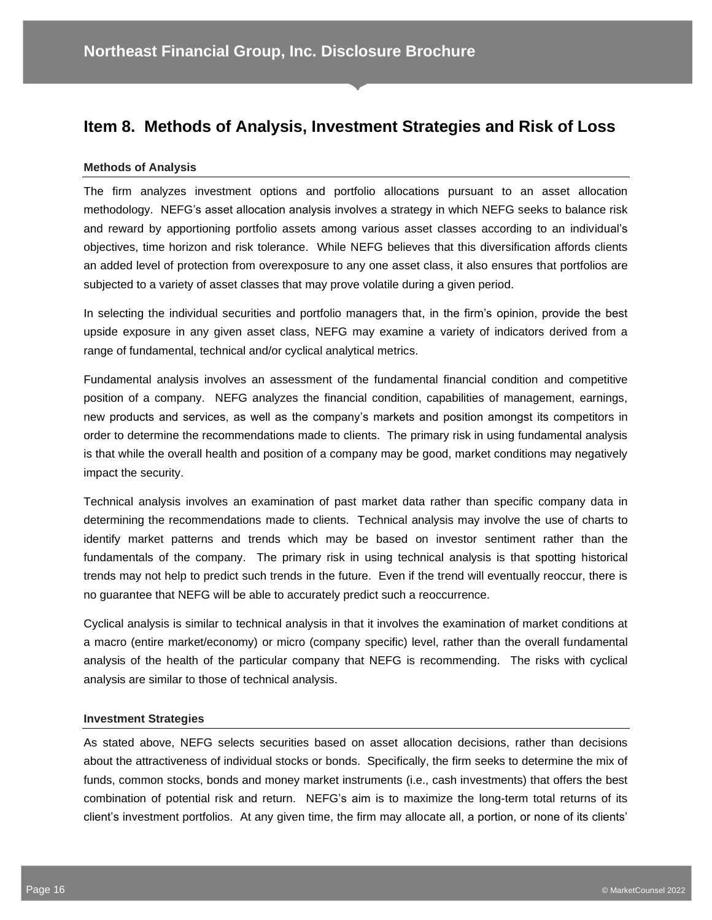## Item 8. Methods of Analysis, Investment Strategies and Risk of Loss

### Methods of Analysis

The firm analyzes investment options and portfolio allocations pursuant to an asset allocation methodology. NEFG's asset allocation analysis involves a strategy in which NEFG seeks to balance risk and reward by apportioning portfolio assets among various asset classes according to an individual's objectives, time horizon and risk tolerance. While NEFG believes that this diversification affords clients an added level of protection from overexposure to any one asset class, it also ensures that portfolios are subjected to a variety of asset classes that may prove volatile during a given period.

In selecting the individual securities and portfolio managers that, in the firm's opinion, provide the best upside exposure in any given asset class, NEFG may examine a variety of indicators derived from a range of fundamental, technical and/or cyclical analytical metrics.

Fundamental analysis involves an assessment of the fundamental financial condition and competitive position of a company. NEFG analyzes the financial condition, capabilities of management, earnings, new products and services, as well as the company's markets and position amongst its competitors in order to determine the recommendations made to clients. The primary risk in using fundamental analysis is that while the overall health and position of a company may be good, market conditions may negatively impact the security.

Technical analysis involves an examination of past market data rather than specific company data in determining the recommendations made to clients. Technical analysis may involve the use of charts to identify market patterns and trends which may be based on investor sentiment rather than the fundamentals of the company. The primary risk in using technical analysis is that spotting historical trends may not help to predict such trends in the future. Even if the trend will eventually reoccur, there is no guarantee that NEFG will be able to accurately predict such a reoccurrence.

Cyclical analysis is similar to technical analysis in that it involves the examination of market conditions at a macro (entire market/economy) or micro (company specific) level, rather than the overall fundamental analysis of the health of the particular company that NEFG is recommending. The risks with cyclical analysis are similar to those of technical analysis.

### Investment Strategies

As stated above, NEFG selects securities based on asset allocation decisions, rather than decisions about the attractiveness of individual stocks or bonds. Specifically, the firm seeks to determine the mix of funds, common stocks, bonds and money market instruments (i.e., cash investments) that offers the best combination of potential risk and return. NEFG's aim is to maximize the long-term total returns of its client's investment portfolios. At any given time, the firm may allocate all, a portion, or none of its clients'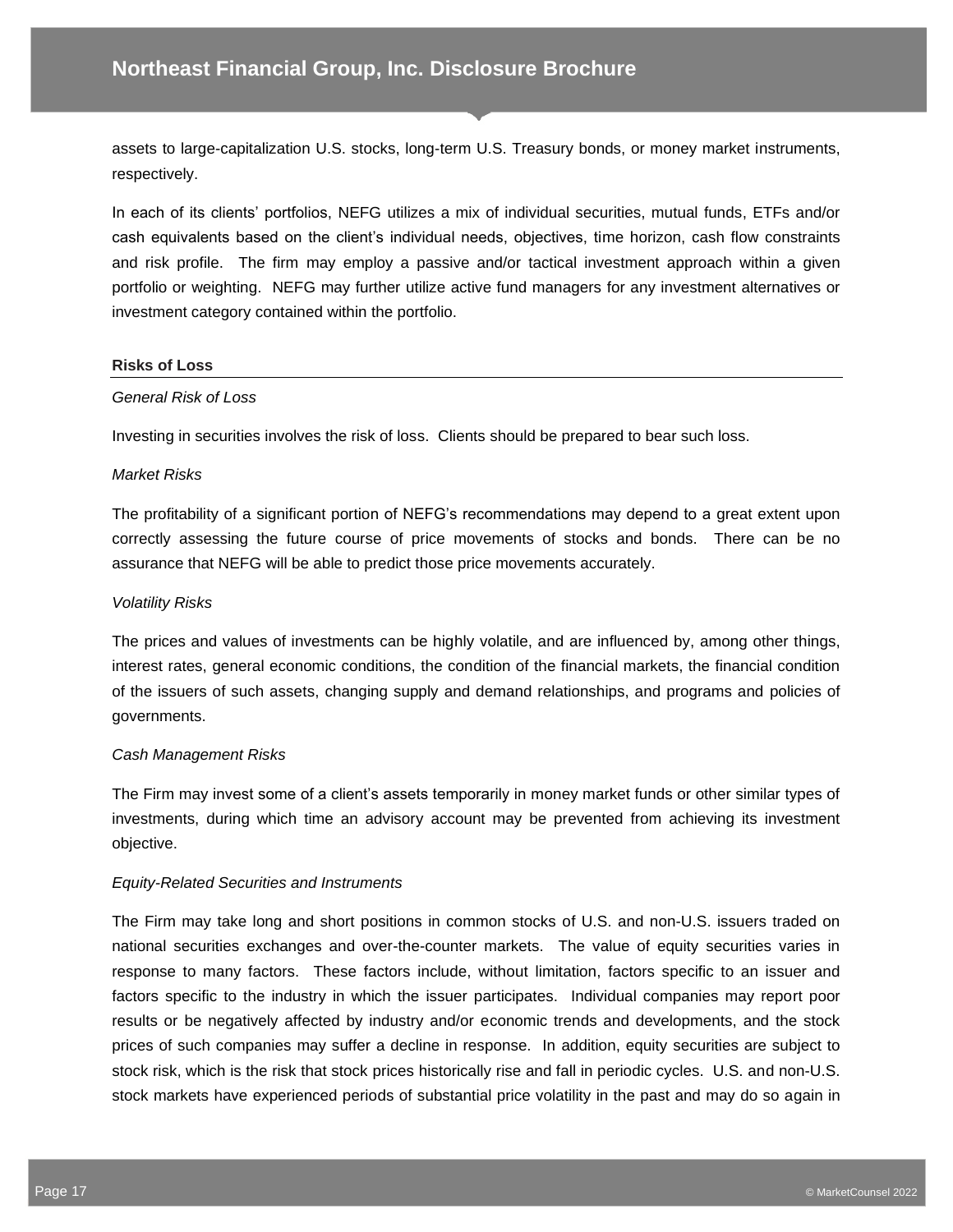assets to large-capitalization U.S. stocks, long-term U.S. Treasury bonds, or money market instruments, respectively.

In each of its clients' portfolios, NEFG utilizes a mix of individual securities, mutual funds, ETFs and/or cash equivalents based on the client's individual needs, objectives, time horizon, cash flow constraints and risk profile. The firm may employ a passive and/or tactical investment approach within a given portfolio or weighting. NEFG may further utilize active fund managers for any investment alternatives or investment category contained within the portfolio.

### Risks of Loss

*General Risk of Loss*

Investing in securities involves the risk of loss. Clients should be prepared to bear such loss.

*Market Risks*

The profitability of a significant portion of NEFG's recommendations may depend to a great extent upon correctly assessing the future course of price movements of stocks and bonds. There can be no assurance that NEFG will be able to predict those price movements accurately.

*Volatility Risks*

The prices and values of investments can be highly volatile, and are influenced by, among other things, interest rates, general economic conditions, the condition of the financial markets, the financial condition of the issuers of such assets, changing supply and demand relationships, and programs and policies of governments.

*Cash Management Risks*

The Firm may invest some of a client's assets temporarily in money market funds or other similar types of investments, during which time an advisory account may be prevented from achieving its investment objective.

*Equity-Related Securities and Instruments*

The Firm may take long and short positions in common stocks of U.S. and non-U.S. issuers traded on national securities exchanges and over-the-counter markets. The value of equity securities varies in response to many factors. These factors include, without limitation, factors specific to an issuer and factors specific to the industry in which the issuer participates. Individual companies may report poor results or be negatively affected by industry and/or economic trends and developments, and the stock prices of such companies may suffer a decline in response. In addition, equity securities are subject to stock risk, which is the risk that stock prices historically rise and fall in periodic cycles. U.S. and non-U.S. stock markets have experienced periods of substantial price volatility in the past and may do so again in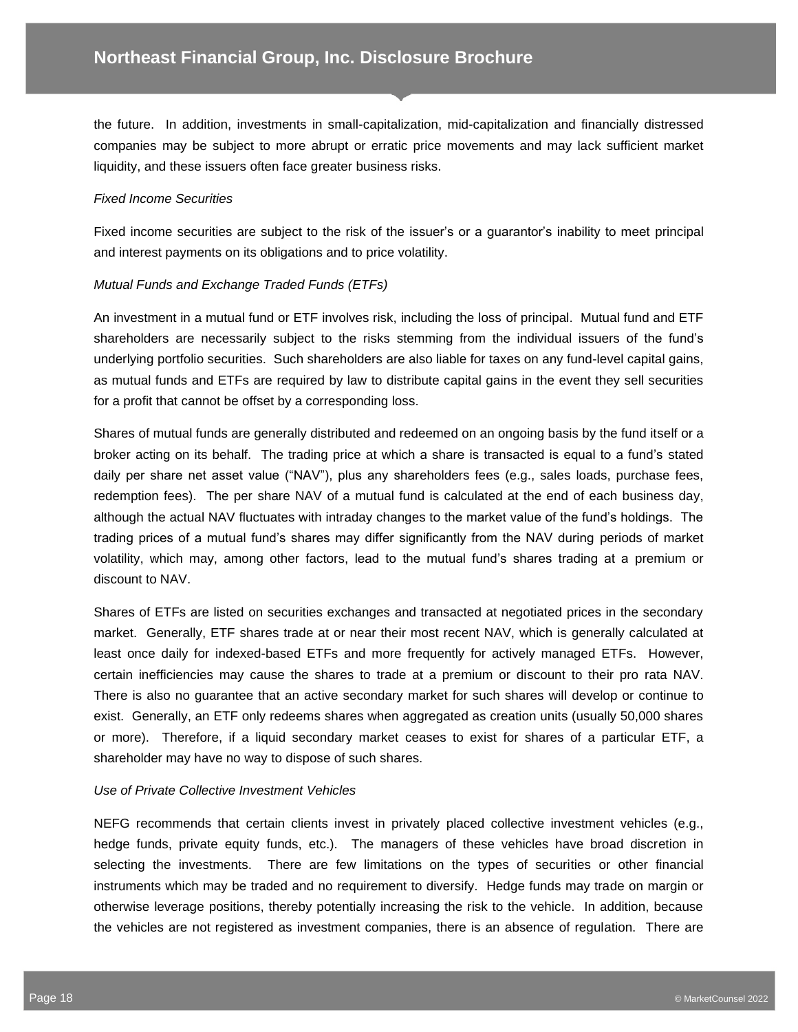the future. In addition, investments in small-capitalization, mid-capitalization and financially distressed companies may be subject to more abrupt or erratic price movements and may lack sufficient market liquidity, and these issuers often face greater business risks.

*Fixed Income Securities*

Fixed income securities are subject to the risk of the issuer's or a guarantor's inability to meet principal and interest payments on its obligations and to price volatility.

*Mutual Funds and Exchange Traded Funds (ETFs)*

An investment in a mutual fund or ETF involves risk, including the loss of principal. Mutual fund and ETF shareholders are necessarily subject to the risks stemming from the individual issuers of the fund's underlying portfolio securities. Such shareholders are also liable for taxes on any fund-level capital gains, as mutual funds and ETFs are required by law to distribute capital gains in the event they sell securities for a profit that cannot be offset by a corresponding loss.

Shares of mutual funds are generally distributed and redeemed on an ongoing basis by the fund itself or a broker acting on its behalf. The trading price at which a share is transacted is equal to a fund's stated daily per share net asset value ("NAV"), plus any shareholders fees (e.g., sales loads, purchase fees, redemption fees). The per share NAV of a mutual fund is calculated at the end of each business day, although the actual NAV fluctuates with intraday changes to the market value of the fund's holdings. The trading prices of a mutual fund's shares may differ significantly from the NAV during periods of market volatility, which may, among other factors, lead to the mutual fund's shares trading at a premium or discount to NAV.

Shares of ETFs are listed on securities exchanges and transacted at negotiated prices in the secondary market. Generally, ETF shares trade at or near their most recent NAV, which is generally calculated at least once daily for indexed-based ETFs and more frequently for actively managed ETFs. However, certain inefficiencies may cause the shares to trade at a premium or discount to their pro rata NAV. There is also no guarantee that an active secondary market for such shares will develop or continue to exist. Generally, an ETF only redeems shares when aggregated as creation units (usually 50,000 shares or more). Therefore, if a liquid secondary market ceases to exist for shares of a particular ETF, a shareholder may have no way to dispose of such shares.

*Use of Private Collective Investment Vehicles*

NEFG recommends that certain clients invest in privately placed collective investment vehicles (e.g., hedge funds, private equity funds, etc.). The managers of these vehicles have broad discretion in selecting the investments. There are few limitations on the types of securities or other financial instruments which may be traded and no requirement to diversify. Hedge funds may trade on margin or otherwise leverage positions, thereby potentially increasing the risk to the vehicle. In addition, because the vehicles are not registered as investment companies, there is an absence of regulation. There are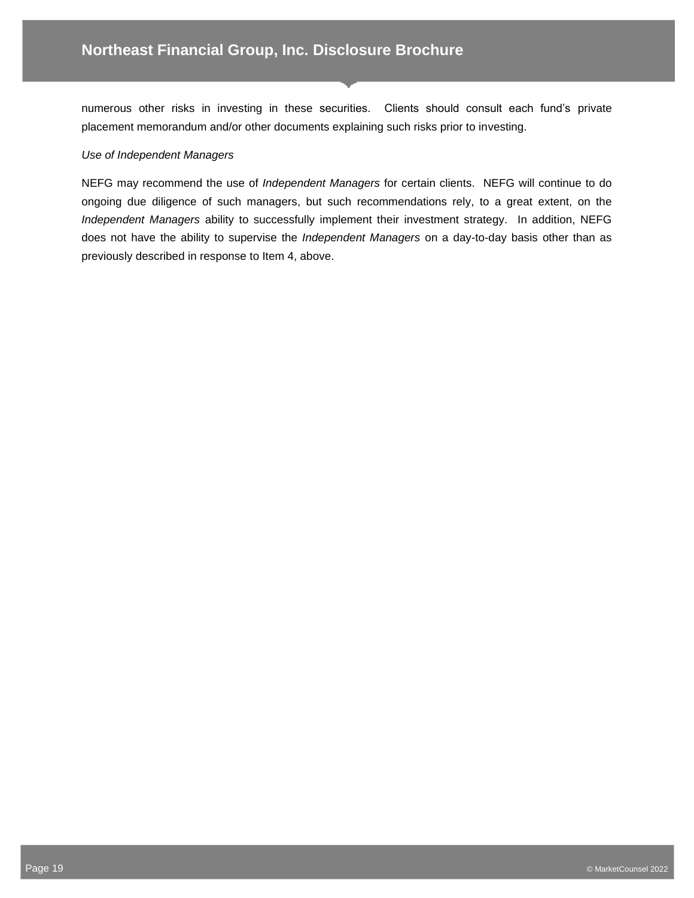numerous other risks in investing in these securities. Clients should consult each fund's private placement memorandum and/or other documents explaining such risks prior to investing.

*Use of Independent Managers*

NEFG may recommend the use of *Independent Managers* for certain clients. NEFG will continue to do ongoing due diligence of such managers, but such recommendations rely, to a great extent, on the *Independent Managers* ability to successfully implement their investment strategy. In addition, NEFG does not have the ability to supervise the *Independent Managers* on a day-to-day basis other than as previously described in response to Item 4, above.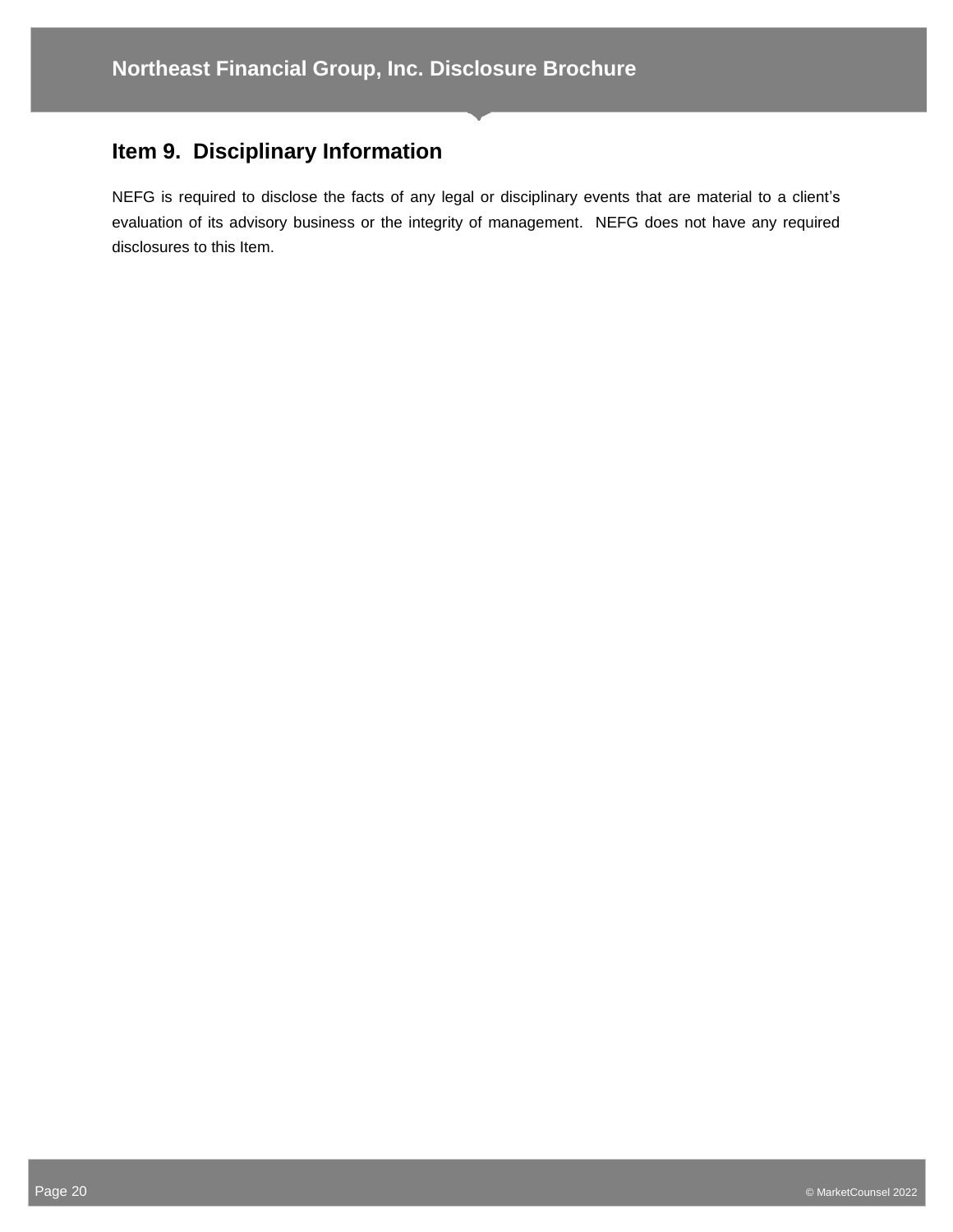## Item 9. Disciplinary Information

NEFG is required to disclose the facts of any legal or disciplinary events that are material to a client's evaluation of its advisory business or the integrity of management. NEFG does not have any required disclosures to this Item.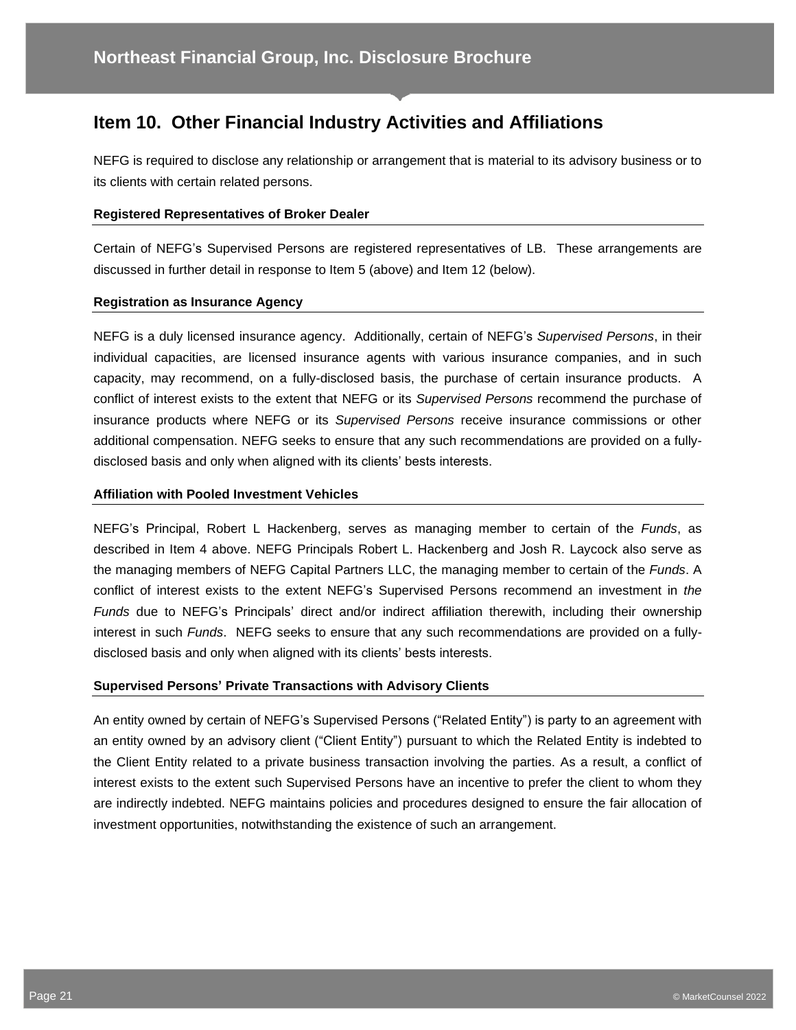## Item 10. Other Financial Industry Activities and Affiliations

NEFG is required to disclose any relationship or arrangement that is material to its advisory business or to its clients with certain related persons.

**Registered Representatives of Broker Dealer**

Certain of NEFG's Supervised Persons are registered representatives of LB. These arrangements are discussed in further detail in response to Item 5 (above) and Item 12 (below).

**Registration as Insurance Agency**

NEFG is a duly licensed insurance agency. Additionally, certain of NEFG's *Supervised Persons*, in their individual capacities, are licensed insurance agents with various insurance companies, and in such capacity, may recommend, on a fully-disclosed basis, the purchase of certain insurance products. A conflict of interest exists to the extent that NEFG or its *Supervised Persons* recommend the purchase of insurance products where NEFG or its *Supervised Persons* receive insurance commissions or other additional compensation. NEFG seeks to ensure that any such recommendations are provided on a fully-disclosed basis and only when aligned with its clients' bests interests.

**Affiliation with Pooled Investment Vehicles**

NEFG's Principal, Robert L Hackenberg, serves as managing member to certain of the *Funds*, as described in Item 4 above. NEFG Principals Robert L. Hackenberg and Josh R. Laycock also serve as the managing members of NEFG Capital Partners LLC, the managing member to certain of the *Funds*. A conflict of interest exists to the extent NEFG's Supervised Persons recommend an investment in *the Funds* due to NEFG's Principals' direct and/or indirect affiliation therewith, including their ownership interest in such *Funds*. NEFG seeks to ensure that any such recommendations are provided on a fully-disclosed basis and only when aligned with its clients' bests interests.

**Supervised Persons' Private Transactions with Advisory Clients**

An entity owned by certain of NEFG's Supervised Persons ("Related Entity") is party to an agreement with an entity owned by an advisory client ("Client Entity") pursuant to which the Related Entity is indebted to the Client Entity related to a private business transaction involving the parties. As a result, a conflict of interest exists to the extent such Supervised Persons have an incentive to prefer the client to whom they are indirectly indebted. NEFG maintains policies and procedures designed to ensure the fair allocation of investment opportunities, notwithstanding the existence of such an arrangement.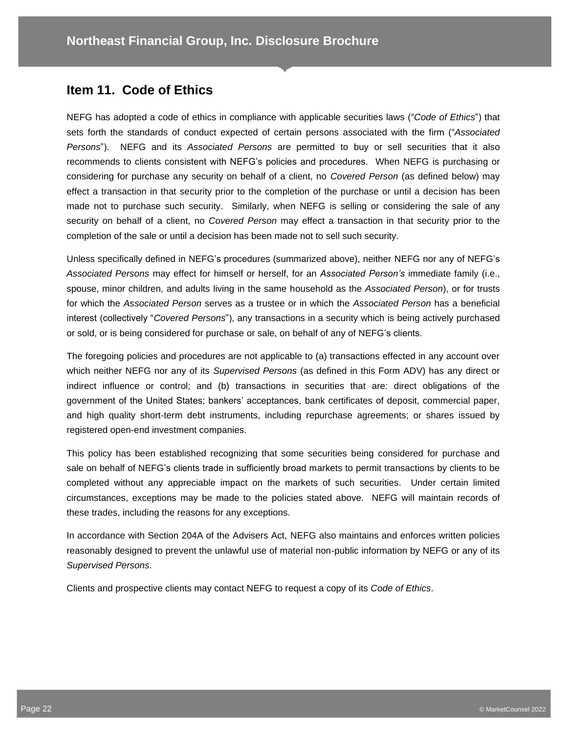## Item 11. Code of Ethics

NEFG has adopted a code of ethics in compliance with applicable securities laws ("*Code of Ethics*") that sets forth the standards of conduct expected of certain persons associated with the firm ("*Associated Persons*"). NEFG and its *Associated Persons* are permitted to buy or sell securities that it also recommends to clients consistent with NEFG's policies and procedures. When NEFG is purchasing or considering for purchase any security on behalf of a client, no *Covered Person* (as defined below) may effect a transaction in that security prior to the completion of the purchase or until a decision has been made not to purchase such security. Similarly, when NEFG is selling or considering the sale of any security on behalf of a client, no *Covered Person* may effect a transaction in that security prior to the completion of the sale or until a decision has been made not to sell such security.

Unless specifically defined in NEFG's procedures (summarized above), neither NEFG nor any of NEFG's *Associated Persons* may effect for himself or herself, for an *Associated Person's* immediate family (i.e., spouse, minor children, and adults living in the same household as the *Associated Person*), or for trusts for which the *Associated Person* serves as a trustee or in which the *Associated Person* has a beneficial interest (collectively "*Covered Persons*"), any transactions in a security which is being actively purchased or sold, or is being considered for purchase or sale, on behalf of any of NEFG's clients.

The foregoing policies and procedures are not applicable to (a) transactions effected in any account over which neither NEFG nor any of its *Supervised Persons* (as defined in this Form ADV) has any direct or indirect influence or control; and (b) transactions in securities that are: direct obligations of the government of the United States; bankers' acceptances, bank certificates of deposit, commercial paper, and high quality short-term debt instruments, including repurchase agreements; or shares issued by registered open-end investment companies.

This policy has been established recognizing that some securities being considered for purchase and sale on behalf of NEFG's clients trade in sufficiently broad markets to permit transactions by clients to be completed without any appreciable impact on the markets of such securities. Under certain limited circumstances, exceptions may be made to the policies stated above. NEFG will maintain records of these trades, including the reasons for any exceptions.

In accordance with Section 204A of the Advisers Act, NEFG also maintains and enforces written policies reasonably designed to prevent the unlawful use of material non-public information by NEFG or any of its *Supervised Persons*.

Clients and prospective clients may contact NEFG to request a copy of its *Code of Ethics*.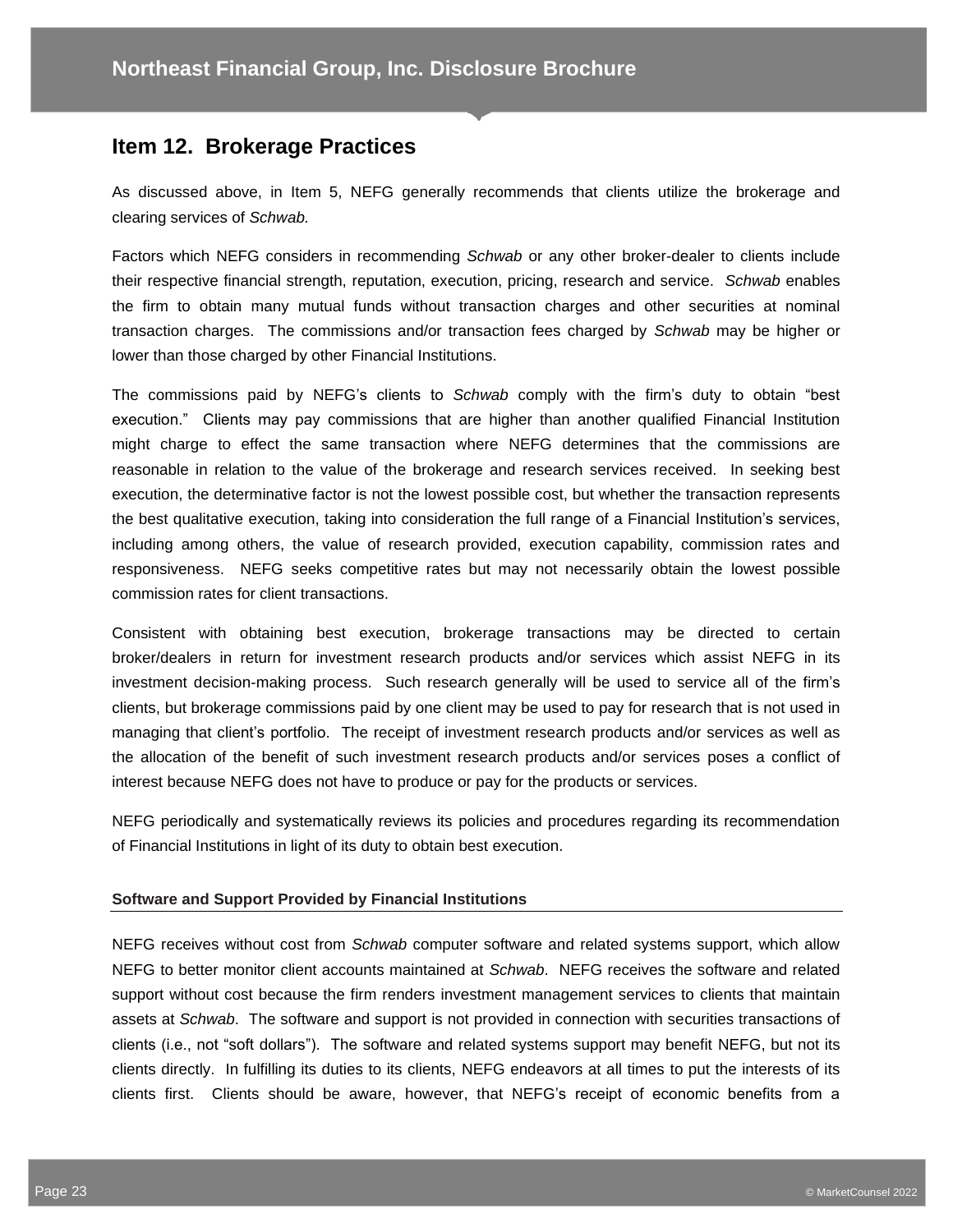## Item 12. Brokerage Practices

As discussed above, in Item 5, NEFG generally recommends that clients utilize the brokerage and clearing services of *Schwab.*

Factors which NEFG considers in recommending *Schwab* or any other broker-dealer to clients include their respective financial strength, reputation, execution, pricing, research and service. *Schwab* enables the firm to obtain many mutual funds without transaction charges and other securities at nominal transaction charges. The commissions and/or transaction fees charged by *Schwab* may be higher or lower than those charged by other Financial Institutions.

The commissions paid by NEFG's clients to *Schwab* comply with the firm's duty to obtain "best execution." Clients may pay commissions that are higher than another qualified Financial Institution might charge to effect the same transaction where NEFG determines that the commissions are reasonable in relation to the value of the brokerage and research services received. In seeking best execution, the determinative factor is not the lowest possible cost, but whether the transaction represents the best qualitative execution, taking into consideration the full range of a Financial Institution's services, including among others, the value of research provided, execution capability, commission rates and responsiveness. NEFG seeks competitive rates but may not necessarily obtain the lowest possible commission rates for client transactions.

Consistent with obtaining best execution, brokerage transactions may be directed to certain broker/dealers in return for investment research products and/or services which assist NEFG in its investment decision-making process. Such research generally will be used to service all of the firm's clients, but brokerage commissions paid by one client may be used to pay for research that is not used in managing that client's portfolio. The receipt of investment research products and/or services as well as the allocation of the benefit of such investment research products and/or services poses a conflict of interest because NEFG does not have to produce or pay for the products or services.

NEFG periodically and systematically reviews its policies and procedures regarding its recommendation of Financial Institutions in light of its duty to obtain best execution.

#### Software and Support Provided by Financial Institutions

NEFG receives without cost from *Schwab* computer software and related systems support, which allow NEFG to better monitor client accounts maintained at *Schwab*. NEFG receives the software and related support without cost because the firm renders investment management services to clients that maintain assets at *Schwab*. The software and support is not provided in connection with securities transactions of clients (i.e., not "soft dollars"). The software and related systems support may benefit NEFG, but not its clients directly. In fulfilling its duties to its clients, NEFG endeavors at all times to put the interests of its clients first. Clients should be aware, however, that NEFG's receipt of economic benefits from a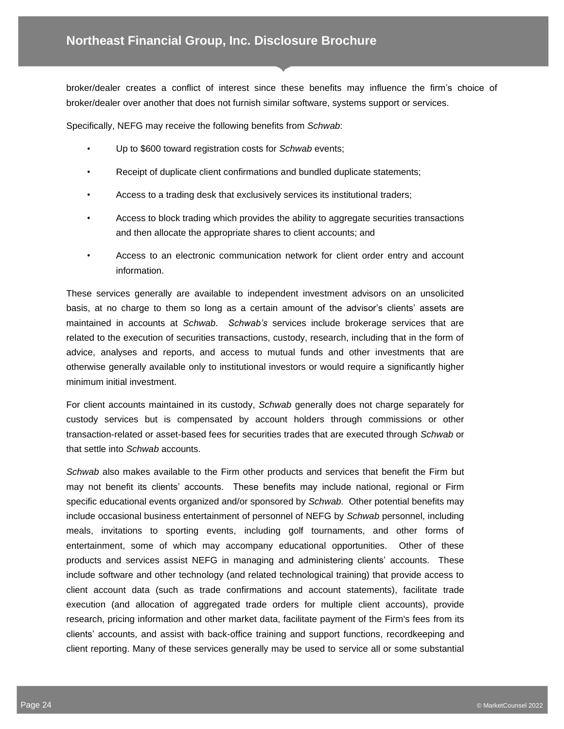broker/dealer creates a conflict of interest since these benefits may influence the firm's choice of broker/dealer over another that does not furnish similar software, systems support or services.

Specifically, NEFG may receive the following benefits from *Schwab*:

- Up to $600 toward registration costs for *Schwab* events;
- Receipt of duplicate client confirmations and bundled duplicate statements;
- Access to a trading desk that exclusively services its institutional traders;
- Access to block trading which provides the ability to aggregate securities transactions and then allocate the appropriate shares to client accounts; and
- Access to an electronic communication network for client order entry and account information.

These services generally are available to independent investment advisors on an unsolicited basis, at no charge to them so long as a certain amount of the advisor's clients' assets are maintained in accounts at *Schwab*. *Schwab's* services include brokerage services that are related to the execution of securities transactions, custody, research, including that in the form of advice, analyses and reports, and access to mutual funds and other investments that are otherwise generally available only to institutional investors or would require a significantly higher minimum initial investment.

For client accounts maintained in its custody, *Schwab* generally does not charge separately for custody services but is compensated by account holders through commissions or other transaction-related or asset-based fees for securities trades that are executed through *Schwab* or that settle into *Schwab* accounts.

*Schwab* also makes available to the Firm other products and services that benefit the Firm but may not benefit its clients' accounts. These benefits may include national, regional or Firm specific educational events organized and/or sponsored by *Schwab*. Other potential benefits may include occasional business entertainment of personnel of NEFG by *Schwab* personnel, including meals, invitations to sporting events, including golf tournaments, and other forms of entertainment, some of which may accompany educational opportunities. Other of these products and services assist NEFG in managing and administering clients' accounts. These include software and other technology (and related technological training) that provide access to client account data (such as trade confirmations and account statements), facilitate trade execution (and allocation of aggregated trade orders for multiple client accounts), provide research, pricing information and other market data, facilitate payment of the Firm's fees from its clients' accounts, and assist with back-office training and support functions, recordkeeping and client reporting. Many of these services generally may be used to service all or some substantial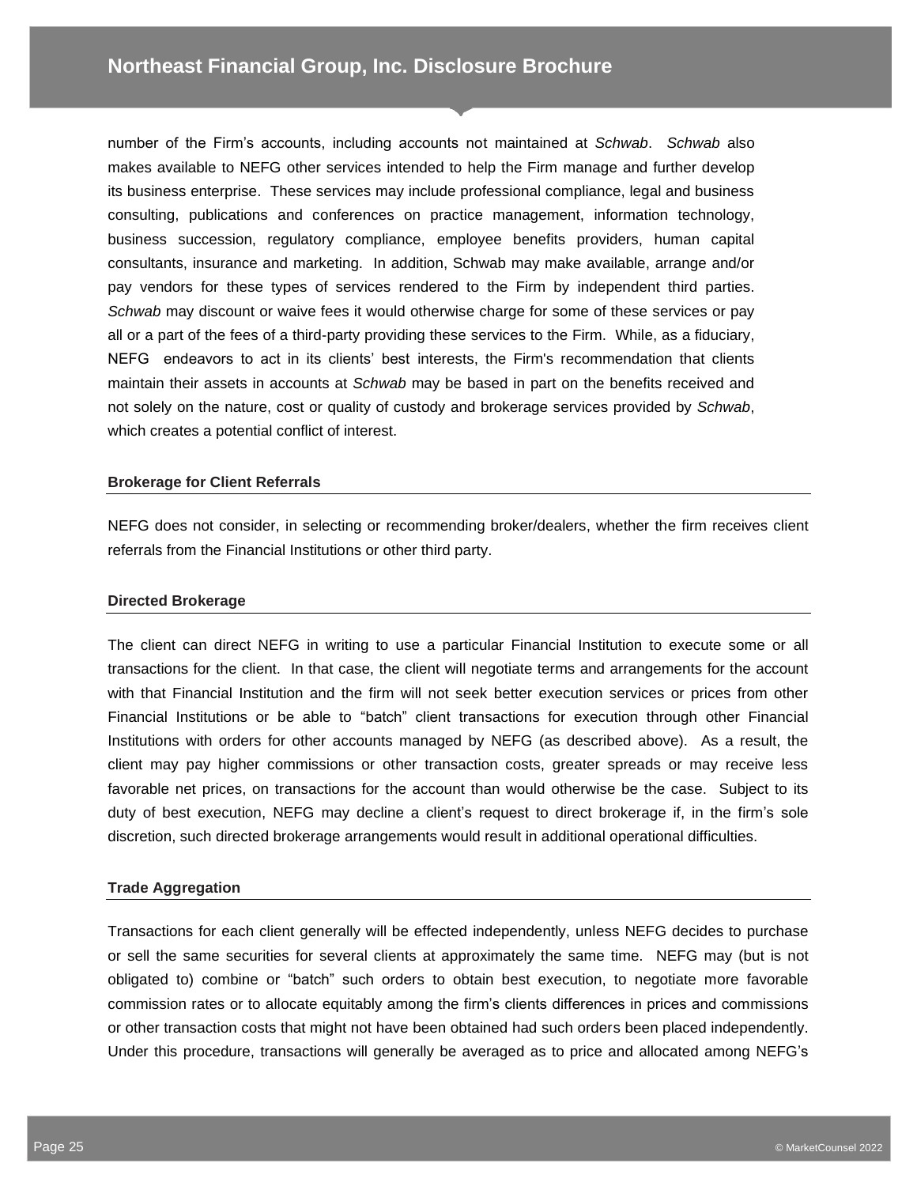number of the Firm's accounts, including accounts not maintained at *Schwab*. *Schwab* also makes available to NEFG other services intended to help the Firm manage and further develop its business enterprise. These services may include professional compliance, legal and business consulting, publications and conferences on practice management, information technology, business succession, regulatory compliance, employee benefits providers, human capital consultants, insurance and marketing. In addition, Schwab may make available, arrange and/or pay vendors for these types of services rendered to the Firm by independent third parties. *Schwab* may discount or waive fees it would otherwise charge for some of these services or pay all or a part of the fees of a third-party providing these services to the Firm. While, as a fiduciary, NEFG endeavors to act in its clients' best interests, the Firm's recommendation that clients maintain their assets in accounts at *Schwab* may be based in part on the benefits received and not solely on the nature, cost or quality of custody and brokerage services provided by *Schwab*, which creates a potential conflict of interest.

### Brokerage for Client Referrals

NEFG does not consider, in selecting or recommending broker/dealers, whether the firm receives client referrals from the Financial Institutions or other third party.

### Directed Brokerage

The client can direct NEFG in writing to use a particular Financial Institution to execute some or all transactions for the client. In that case, the client will negotiate terms and arrangements for the account with that Financial Institution and the firm will not seek better execution services or prices from other Financial Institutions or be able to "batch" client transactions for execution through other Financial Institutions with orders for other accounts managed by NEFG (as described above). As a result, the client may pay higher commissions or other transaction costs, greater spreads or may receive less favorable net prices, on transactions for the account than would otherwise be the case. Subject to its duty of best execution, NEFG may decline a client's request to direct brokerage if, in the firm's sole discretion, such directed brokerage arrangements would result in additional operational difficulties.

### Trade Aggregation

Transactions for each client generally will be effected independently, unless NEFG decides to purchase or sell the same securities for several clients at approximately the same time. NEFG may (but is not obligated to) combine or "batch" such orders to obtain best execution, to negotiate more favorable commission rates or to allocate equitably among the firm's clients differences in prices and commissions or other transaction costs that might not have been obtained had such orders been placed independently. Under this procedure, transactions will generally be averaged as to price and allocated among NEFG's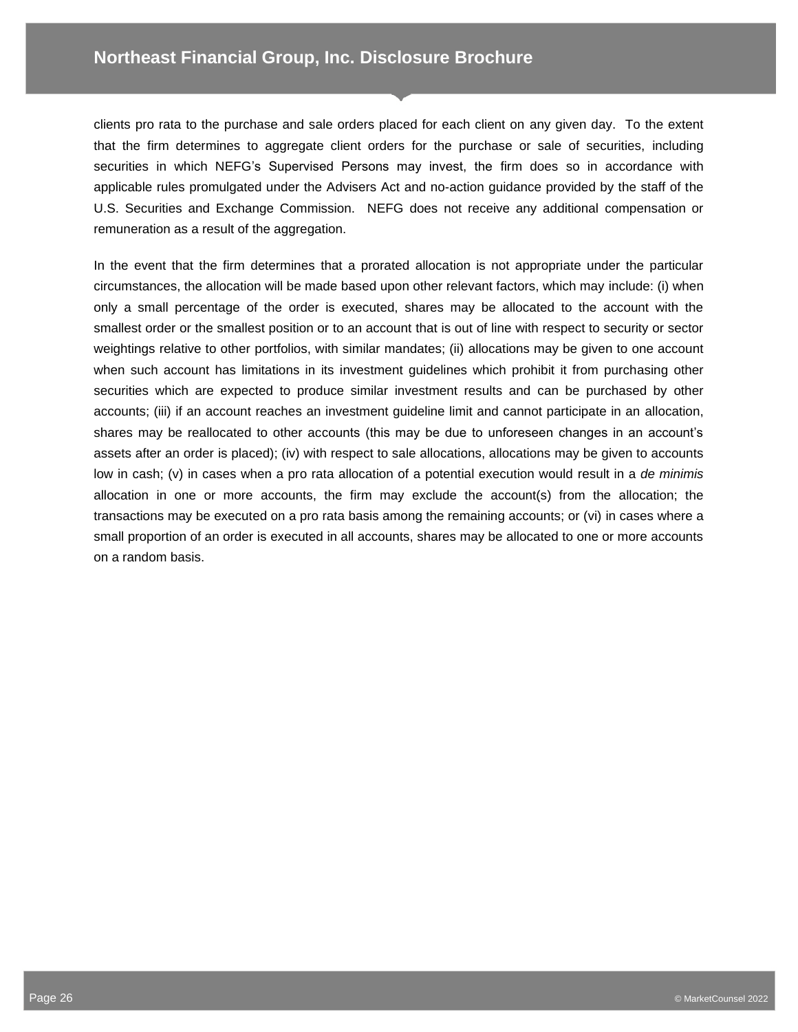clients pro rata to the purchase and sale orders placed for each client on any given day. To the extent that the firm determines to aggregate client orders for the purchase or sale of securities, including securities in which NEFG's Supervised Persons may invest, the firm does so in accordance with applicable rules promulgated under the Advisers Act and no-action guidance provided by the staff of the U.S. Securities and Exchange Commission. NEFG does not receive any additional compensation or remuneration as a result of the aggregation.

In the event that the firm determines that a prorated allocation is not appropriate under the particular circumstances, the allocation will be made based upon other relevant factors, which may include: (i) when only a small percentage of the order is executed, shares may be allocated to the account with the smallest order or the smallest position or to an account that is out of line with respect to security or sector weightings relative to other portfolios, with similar mandates; (ii) allocations may be given to one account when such account has limitations in its investment guidelines which prohibit it from purchasing other securities which are expected to produce similar investment results and can be purchased by other accounts; (iii) if an account reaches an investment guideline limit and cannot participate in an allocation, shares may be reallocated to other accounts (this may be due to unforeseen changes in an account's assets after an order is placed); (iv) with respect to sale allocations, allocations may be given to accounts low in cash; (v) in cases when a pro rata allocation of a potential execution would result in a *de minimis* allocation in one or more accounts, the firm may exclude the account(s) from the allocation; the transactions may be executed on a pro rata basis among the remaining accounts; or (vi) in cases where a small proportion of an order is executed in all accounts, shares may be allocated to one or more accounts on a random basis.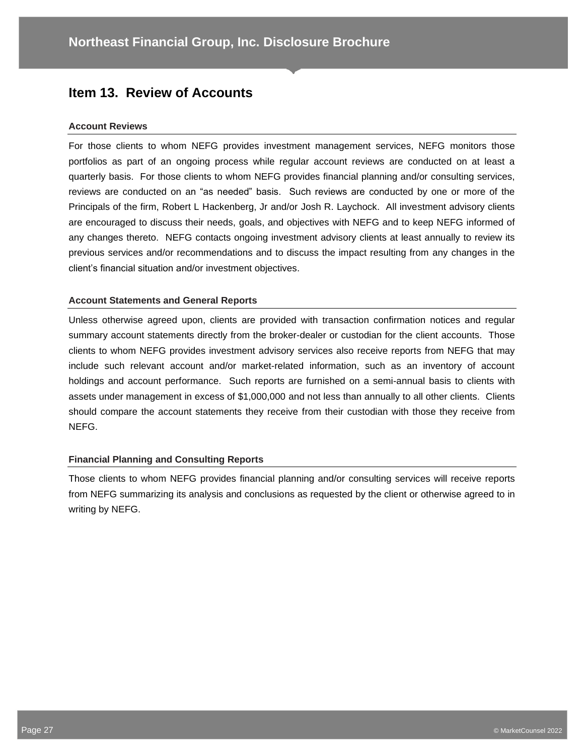## Item 13. Review of Accounts

### Account Reviews

For those clients to whom NEFG provides investment management services, NEFG monitors those portfolios as part of an ongoing process while regular account reviews are conducted on at least a quarterly basis. For those clients to whom NEFG provides financial planning and/or consulting services, reviews are conducted on an "as needed" basis. Such reviews are conducted by one or more of the Principals of the firm, Robert L Hackenberg, Jr and/or Josh R. Laychock. All investment advisory clients are encouraged to discuss their needs, goals, and objectives with NEFG and to keep NEFG informed of any changes thereto. NEFG contacts ongoing investment advisory clients at least annually to review its previous services and/or recommendations and to discuss the impact resulting from any changes in the client's financial situation and/or investment objectives.

### Account Statements and General Reports

Unless otherwise agreed upon, clients are provided with transaction confirmation notices and regular summary account statements directly from the broker-dealer or custodian for the client accounts. Those clients to whom NEFG provides investment advisory services also receive reports from NEFG that may include such relevant account and/or market-related information, such as an inventory of account holdings and account performance. Such reports are furnished on a semi-annual basis to clients with assets under management in excess of $1,000,000 and not less than annually to all other clients. Clients should compare the account statements they receive from their custodian with those they receive from NEFG.

### Financial Planning and Consulting Reports

Those clients to whom NEFG provides financial planning and/or consulting services will receive reports from NEFG summarizing its analysis and conclusions as requested by the client or otherwise agreed to in writing by NEFG.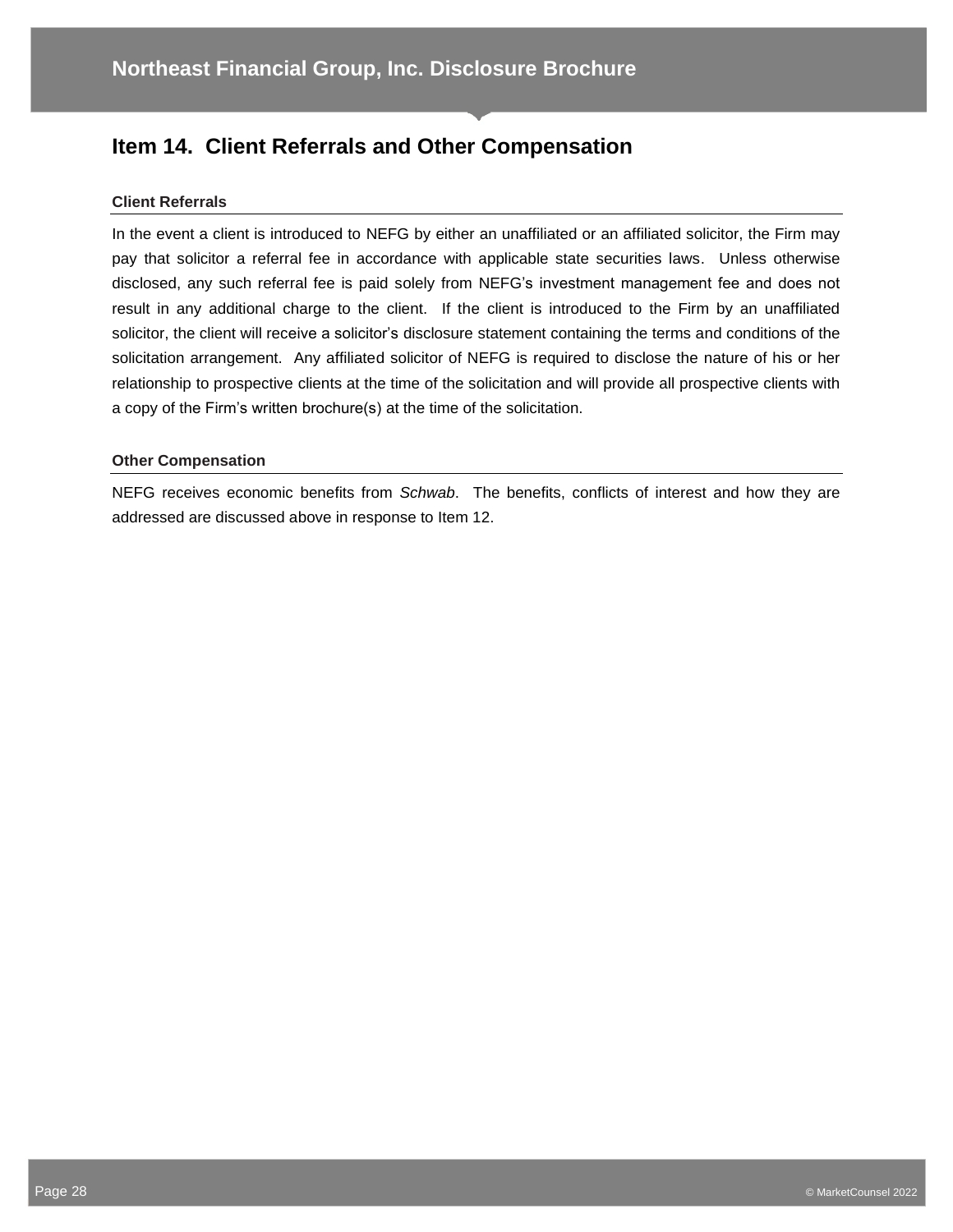## Item 14. Client Referrals and Other Compensation

### Client Referrals

In the event a client is introduced to NEFG by either an unaffiliated or an affiliated solicitor, the Firm may pay that solicitor a referral fee in accordance with applicable state securities laws. Unless otherwise disclosed, any such referral fee is paid solely from NEFG's investment management fee and does not result in any additional charge to the client. If the client is introduced to the Firm by an unaffiliated solicitor, the client will receive a solicitor's disclosure statement containing the terms and conditions of the solicitation arrangement. Any affiliated solicitor of NEFG is required to disclose the nature of his or her relationship to prospective clients at the time of the solicitation and will provide all prospective clients with a copy of the Firm's written brochure(s) at the time of the solicitation.

### Other Compensation

NEFG receives economic benefits from *Schwab*. The benefits, conflicts of interest and how they are addressed are discussed above in response to Item 12.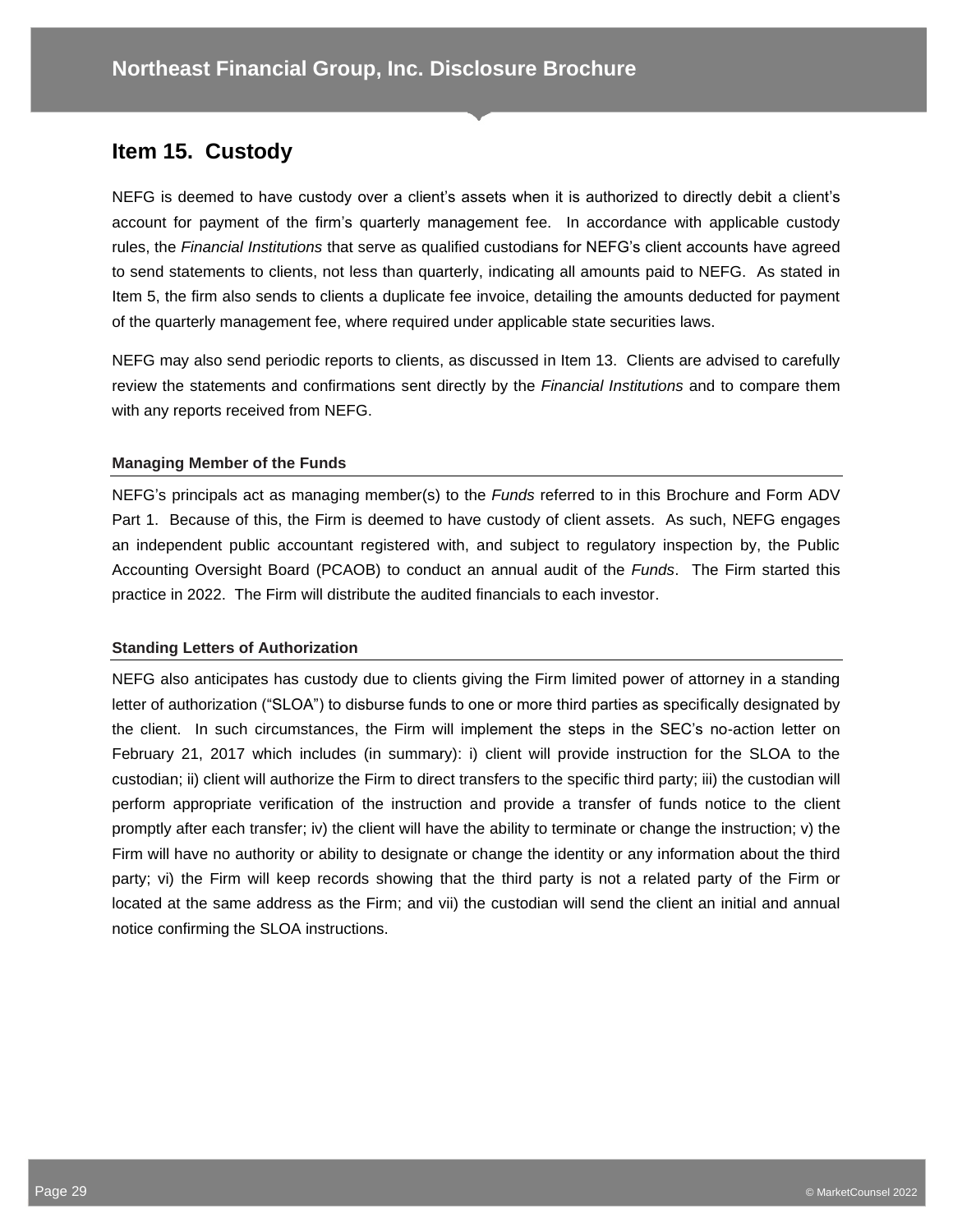## Item 15. Custody

NEFG is deemed to have custody over a client's assets when it is authorized to directly debit a client's account for payment of the firm's quarterly management fee. In accordance with applicable custody rules, the *Financial Institutions* that serve as qualified custodians for NEFG's client accounts have agreed to send statements to clients, not less than quarterly, indicating all amounts paid to NEFG. As stated in Item 5, the firm also sends to clients a duplicate fee invoice, detailing the amounts deducted for payment of the quarterly management fee, where required under applicable state securities laws.

NEFG may also send periodic reports to clients, as discussed in Item 13. Clients are advised to carefully review the statements and confirmations sent directly by the *Financial Institutions* and to compare them with any reports received from NEFG.

### Managing Member of the Funds

NEFG's principals act as managing member(s) to the *Funds* referred to in this Brochure and Form ADV Part 1. Because of this, the Firm is deemed to have custody of client assets. As such, NEFG engages an independent public accountant registered with, and subject to regulatory inspection by, the Public Accounting Oversight Board (PCAOB) to conduct an annual audit of the *Funds*. The Firm started this practice in 2022. The Firm will distribute the audited financials to each investor.

### Standing Letters of Authorization

NEFG also anticipates has custody due to clients giving the Firm limited power of attorney in a standing letter of authorization ("SLOA") to disburse funds to one or more third parties as specifically designated by the client. In such circumstances, the Firm will implement the steps in the SEC's no-action letter on February 21, 2017 which includes (in summary): i) client will provide instruction for the SLOA to the custodian; ii) client will authorize the Firm to direct transfers to the specific third party; iii) the custodian will perform appropriate verification of the instruction and provide a transfer of funds notice to the client promptly after each transfer; iv) the client will have the ability to terminate or change the instruction; v) the Firm will have no authority or ability to designate or change the identity or any information about the third party; vi) the Firm will keep records showing that the third party is not a related party of the Firm or located at the same address as the Firm; and vii) the custodian will send the client an initial and annual notice confirming the SLOA instructions.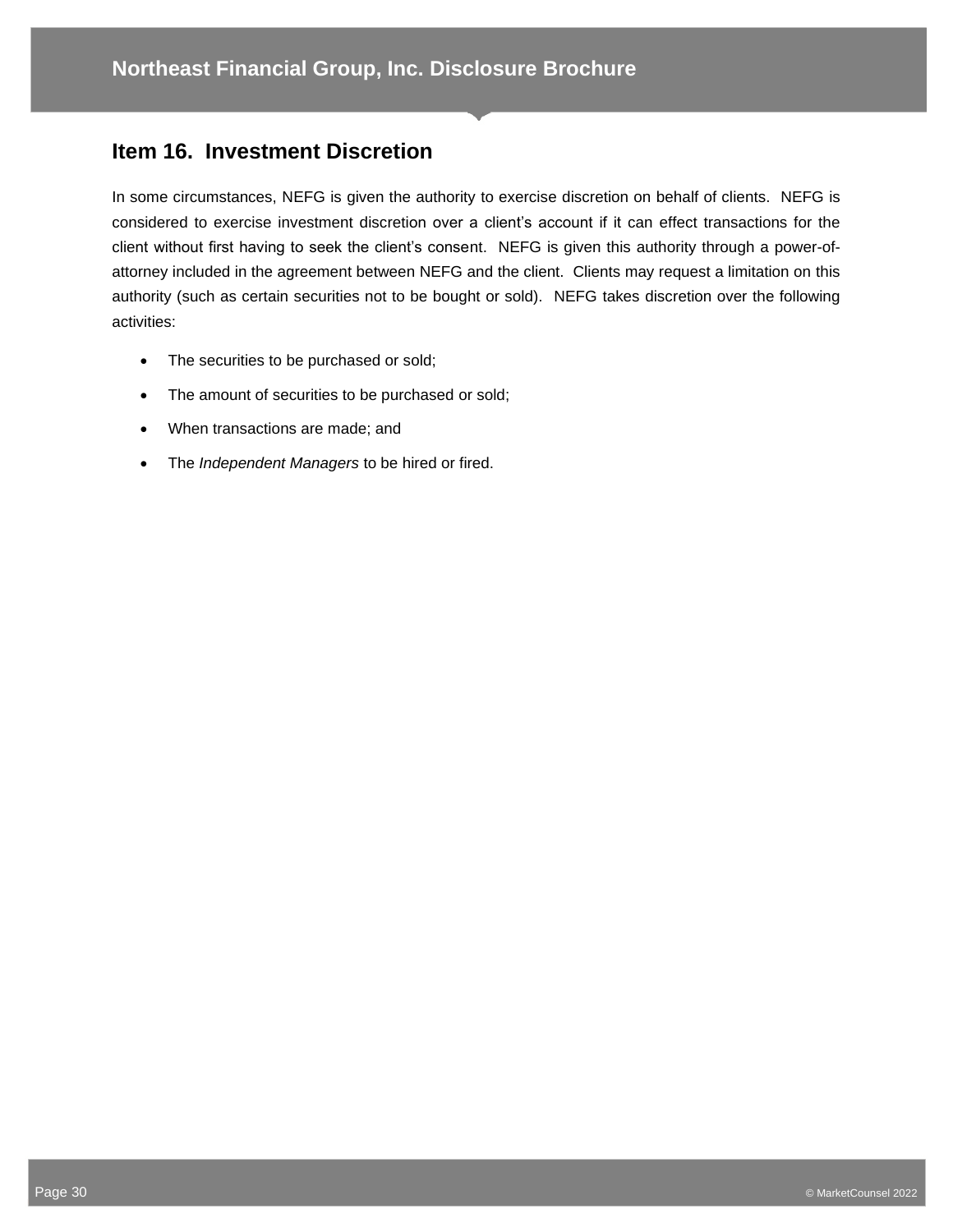## Item 16. Investment Discretion

In some circumstances, NEFG is given the authority to exercise discretion on behalf of clients. NEFG is considered to exercise investment discretion over a client's account if it can effect transactions for the client without first having to seek the client's consent. NEFG is given this authority through a power-of-attorney included in the agreement between NEFG and the client. Clients may request a limitation on this authority (such as certain securities not to be bought or sold). NEFG takes discretion over the following activities:

- The securities to be purchased or sold;
- The amount of securities to be purchased or sold;
- When transactions are made; and
- The *Independent Managers* to be hired or fired.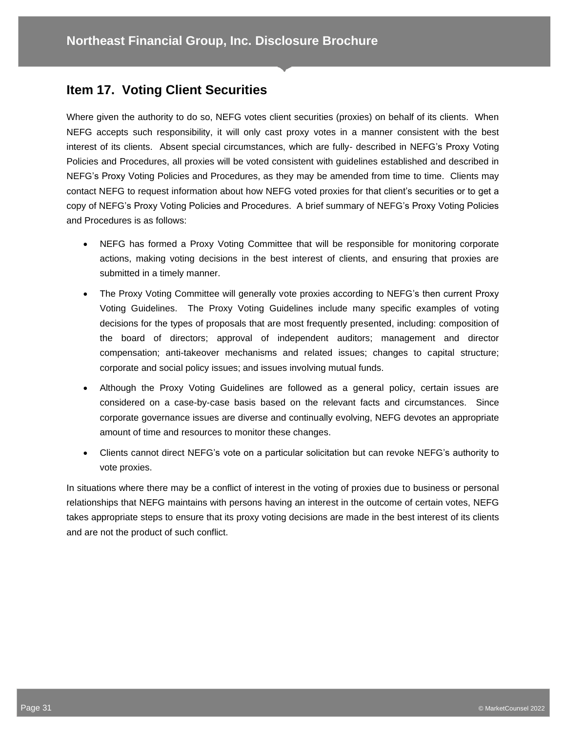## Item 17. Voting Client Securities

Where given the authority to do so, NEFG votes client securities (proxies) on behalf of its clients. When NEFG accepts such responsibility, it will only cast proxy votes in a manner consistent with the best interest of its clients. Absent special circumstances, which are fully- described in NEFG's Proxy Voting Policies and Procedures, all proxies will be voted consistent with guidelines established and described in NEFG's Proxy Voting Policies and Procedures, as they may be amended from time to time. Clients may contact NEFG to request information about how NEFG voted proxies for that client's securities or to get a copy of NEFG's Proxy Voting Policies and Procedures. A brief summary of NEFG's Proxy Voting Policies and Procedures is as follows:

- NEFG has formed a Proxy Voting Committee that will be responsible for monitoring corporate actions, making voting decisions in the best interest of clients, and ensuring that proxies are submitted in a timely manner.
- The Proxy Voting Committee will generally vote proxies according to NEFG's then current Proxy Voting Guidelines. The Proxy Voting Guidelines include many specific examples of voting decisions for the types of proposals that are most frequently presented, including: composition of the board of directors; approval of independent auditors; management and director compensation; anti-takeover mechanisms and related issues; changes to capital structure; corporate and social policy issues; and issues involving mutual funds.
- Although the Proxy Voting Guidelines are followed as a general policy, certain issues are considered on a case-by-case basis based on the relevant facts and circumstances. Since corporate governance issues are diverse and continually evolving, NEFG devotes an appropriate amount of time and resources to monitor these changes.
- Clients cannot direct NEFG's vote on a particular solicitation but can revoke NEFG's authority to vote proxies.

In situations where there may be a conflict of interest in the voting of proxies due to business or personal relationships that NEFG maintains with persons having an interest in the outcome of certain votes, NEFG takes appropriate steps to ensure that its proxy voting decisions are made in the best interest of its clients and are not the product of such conflict.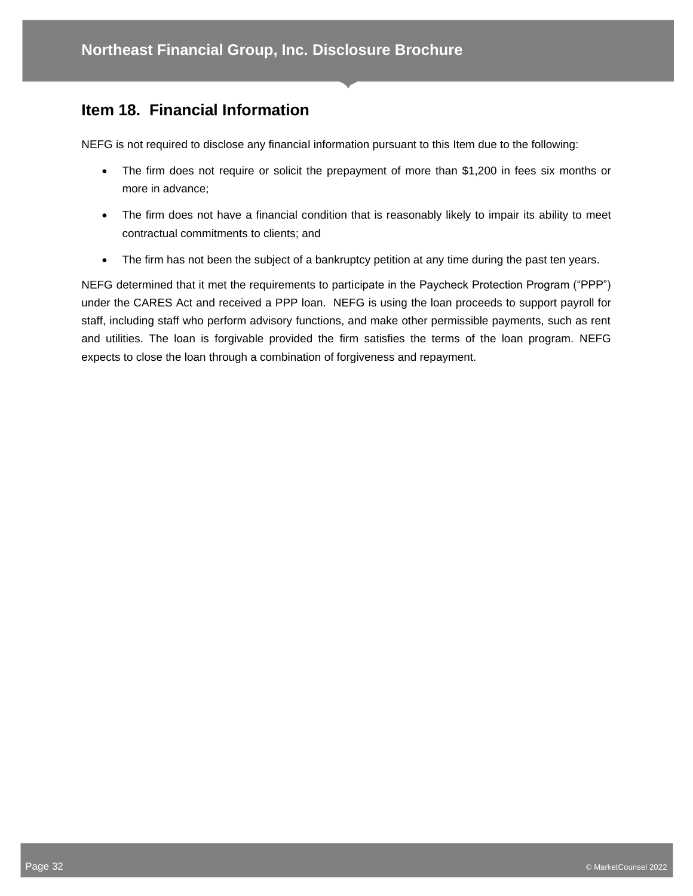## Item 18. Financial Information

NEFG is not required to disclose any financial information pursuant to this Item due to the following:

- The firm does not require or solicit the prepayment of more than $1,200 in fees six months or more in advance;
- The firm does not have a financial condition that is reasonably likely to impair its ability to meet contractual commitments to clients; and
- The firm has not been the subject of a bankruptcy petition at any time during the past ten years.

NEFG determined that it met the requirements to participate in the Paycheck Protection Program ("PPP") under the CARES Act and received a PPP loan. NEFG is using the loan proceeds to support payroll for staff, including staff who perform advisory functions, and make other permissible payments, such as rent and utilities. The loan is forgivable provided the firm satisfies the terms of the loan program. NEFG expects to close the loan through a combination of forgiveness and repayment.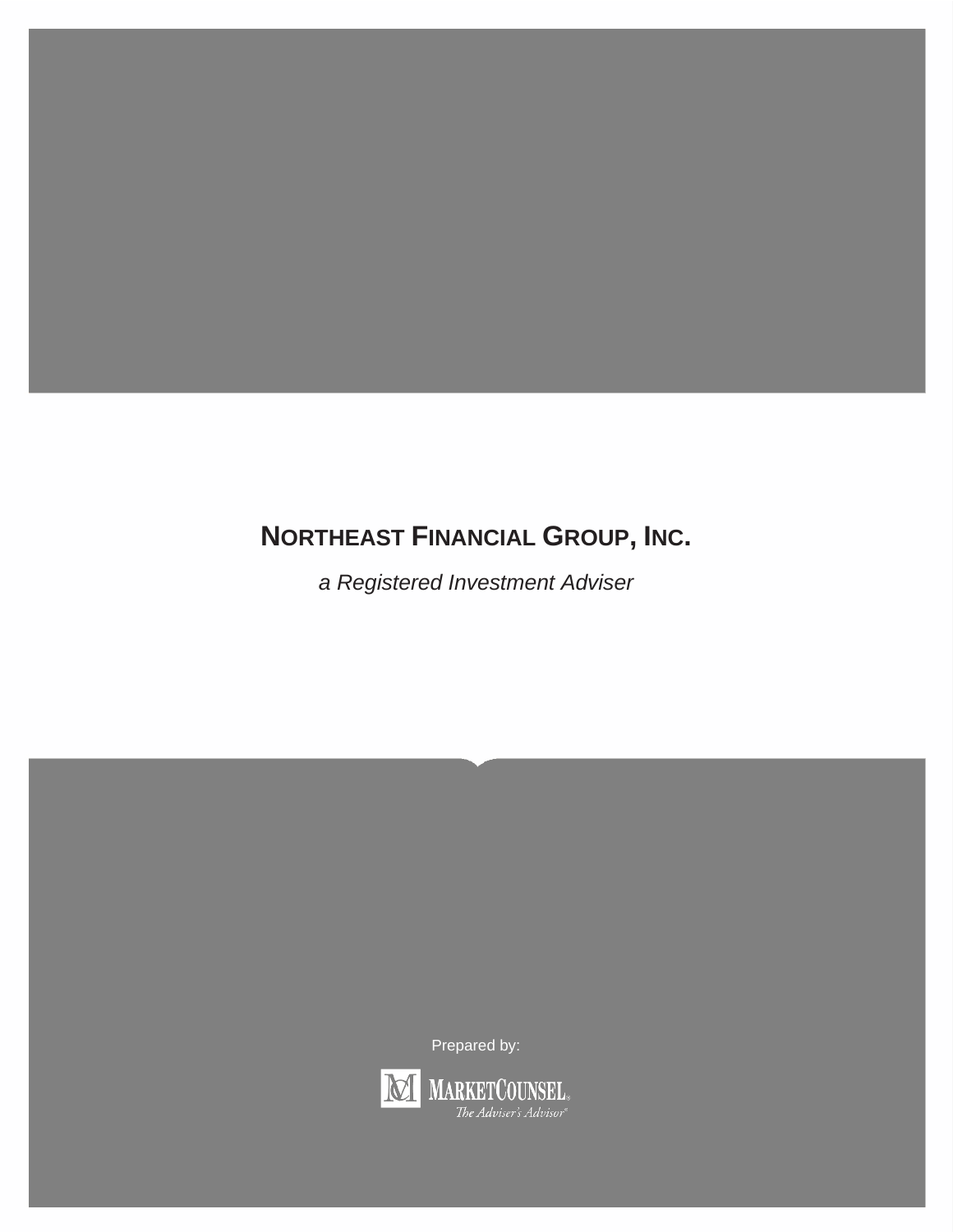# NORTHEAST FINANCIAL GROUP, INC.

*a Registered Investment Adviser*

Prepared by:

MARKETCOUNSEL

*The Adviser's Advisor*